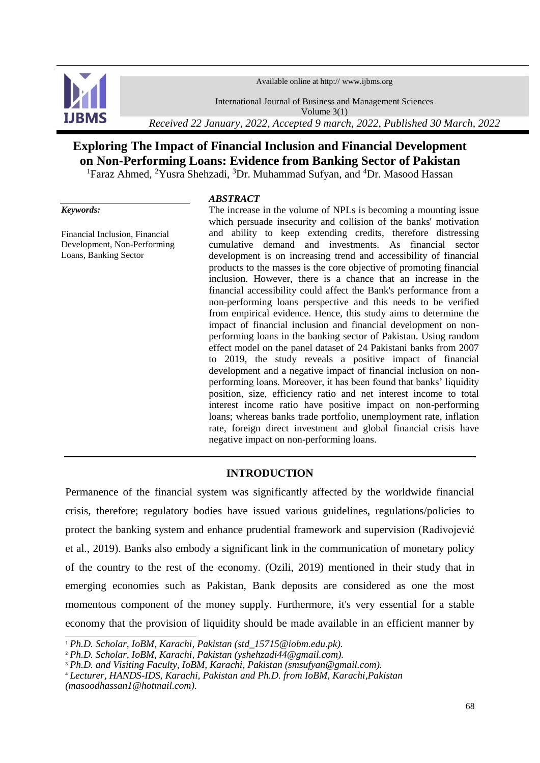# Exploring The Impact of Financial Inclusion and Financial Development on Non-Performing Loans: Evidence from Banking Sector of Pakistan

[1]Faraz Ahmed, [2]Yusra Shehzadi, [3]Dr. Muhammad Sufyan, and [4]Dr. Masood Hassan

***Keywords:***

Financial Inclusion, Financial Development, Non-Performing Loans, Banking Sector

***ABSTRACT***

The increase in the volume of NPLs is becoming a mounting issue which persuade insecurity and collision of the banks' motivation and ability to keep extending credits, therefore distressing cumulative demand and investments. As financial sector development is on increasing trend and accessibility of financial products to the masses is the core objective of promoting financial inclusion. However, there is a chance that an increase in the financial accessibility could affect the Bank's performance from a non-performing loans perspective and this needs to be verified from empirical evidence. Hence, this study aims to determine the impact of financial inclusion and financial development on non-performing loans in the banking sector of Pakistan. Using random effect model on the panel dataset of 24 Pakistani banks from 2007 to 2019, the study reveals a positive impact of financial development and a negative impact of financial inclusion on non-performing loans. Moreover, it has been found that banks' liquidity position, size, efficiency ratio and net interest income to total interest income ratio have positive impact on non-performing loans; whereas banks trade portfolio, unemployment rate, inflation rate, foreign direct investment and global financial crisis have negative impact on non-performing loans.

## INTRODUCTION

Permanence of the financial system was significantly affected by the worldwide financial crisis, therefore; regulatory bodies have issued various guidelines, regulations/policies to protect the banking system and enhance prudential framework and supervision (Radivojević et al., 2019). Banks also embody a significant link in the communication of monetary policy of the country to the rest of the economy. (Ozili, 2019) mentioned in their study that in emerging economies such as Pakistan, Bank deposits are considered as one the most momentous component of the money supply. Furthermore, it's very essential for a stable economy that the provision of liquidity should be made available in an efficient manner by

---

[1] *Ph.D. Scholar, IoBM, Karachi, Pakistan (std_15715@iobm.edu.pk).*

[2] *Ph.D. Scholar, IoBM, Karachi, Pakistan (yshehzadi44@gmail.com).*

[3] *Ph.D. and Visiting Faculty, IoBM, Karachi, Pakistan (smsufyan@gmail.com).*

[4] *Lecturer, HANDS-IDS, Karachi, Pakistan and Ph.D. from IoBM, Karachi,Pakistan (masoodhassan1@hotmail.com).*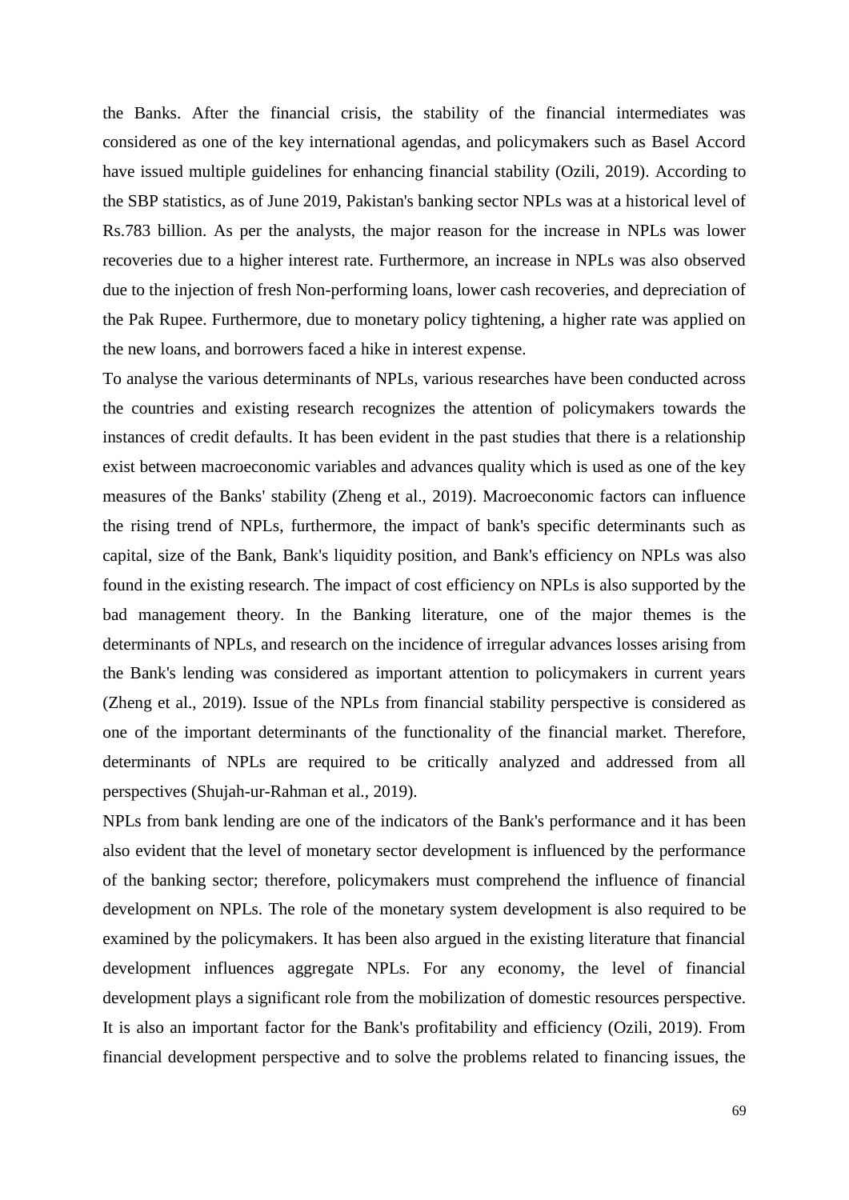the Banks. After the financial crisis, the stability of the financial intermediates was considered as one of the key international agendas, and policymakers such as Basel Accord have issued multiple guidelines for enhancing financial stability (Ozili, 2019). According to the SBP statistics, as of June 2019, Pakistan's banking sector NPLs was at a historical level of Rs.783 billion. As per the analysts, the major reason for the increase in NPLs was lower recoveries due to a higher interest rate. Furthermore, an increase in NPLs was also observed due to the injection of fresh Non-performing loans, lower cash recoveries, and depreciation of the Pak Rupee. Furthermore, due to monetary policy tightening, a higher rate was applied on the new loans, and borrowers faced a hike in interest expense.

To analyse the various determinants of NPLs, various researches have been conducted across the countries and existing research recognizes the attention of policymakers towards the instances of credit defaults. It has been evident in the past studies that there is a relationship exist between macroeconomic variables and advances quality which is used as one of the key measures of the Banks' stability (Zheng et al., 2019). Macroeconomic factors can influence the rising trend of NPLs, furthermore, the impact of bank's specific determinants such as capital, size of the Bank, Bank's liquidity position, and Bank's efficiency on NPLs was also found in the existing research. The impact of cost efficiency on NPLs is also supported by the bad management theory. In the Banking literature, one of the major themes is the determinants of NPLs, and research on the incidence of irregular advances losses arising from the Bank's lending was considered as important attention to policymakers in current years (Zheng et al., 2019). Issue of the NPLs from financial stability perspective is considered as one of the important determinants of the functionality of the financial market. Therefore, determinants of NPLs are required to be critically analyzed and addressed from all perspectives (Shujah-ur-Rahman et al., 2019).

NPLs from bank lending are one of the indicators of the Bank's performance and it has been also evident that the level of monetary sector development is influenced by the performance of the banking sector; therefore, policymakers must comprehend the influence of financial development on NPLs. The role of the monetary system development is also required to be examined by the policymakers. It has been also argued in the existing literature that financial development influences aggregate NPLs. For any economy, the level of financial development plays a significant role from the mobilization of domestic resources perspective. It is also an important factor for the Bank's profitability and efficiency (Ozili, 2019). From financial development perspective and to solve the problems related to financing issues, the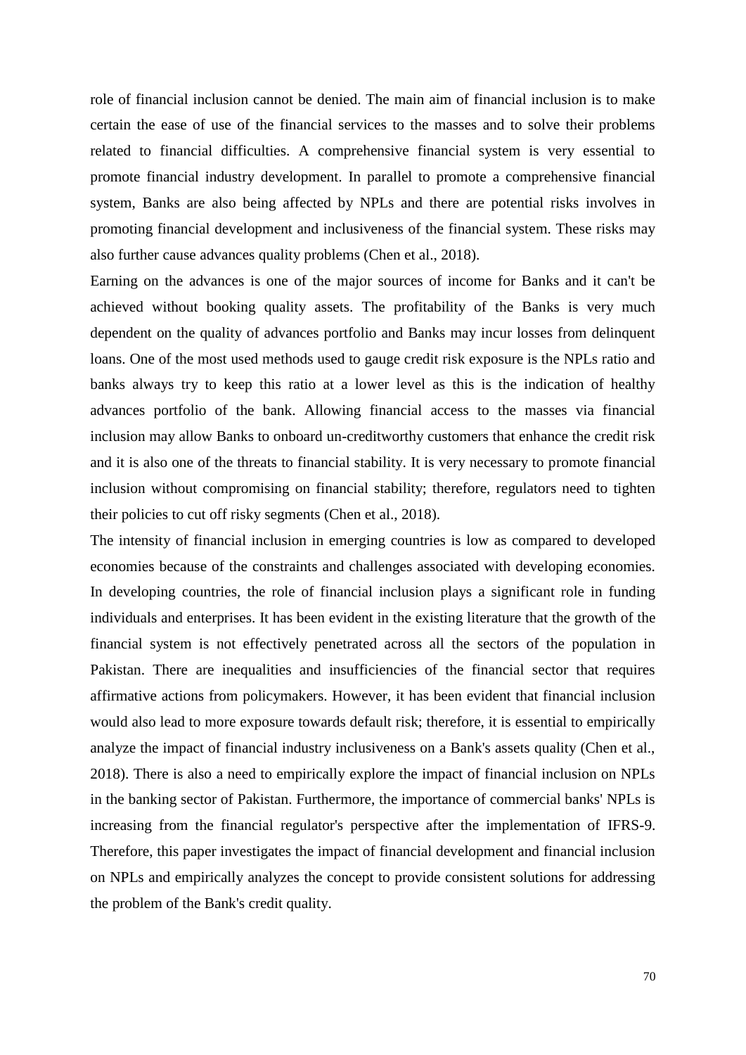role of financial inclusion cannot be denied. The main aim of financial inclusion is to make certain the ease of use of the financial services to the masses and to solve their problems related to financial difficulties. A comprehensive financial system is very essential to promote financial industry development. In parallel to promote a comprehensive financial system, Banks are also being affected by NPLs and there are potential risks involves in promoting financial development and inclusiveness of the financial system. These risks may also further cause advances quality problems (Chen et al., 2018).

Earning on the advances is one of the major sources of income for Banks and it can't be achieved without booking quality assets. The profitability of the Banks is very much dependent on the quality of advances portfolio and Banks may incur losses from delinquent loans. One of the most used methods used to gauge credit risk exposure is the NPLs ratio and banks always try to keep this ratio at a lower level as this is the indication of healthy advances portfolio of the bank. Allowing financial access to the masses via financial inclusion may allow Banks to onboard un-creditworthy customers that enhance the credit risk and it is also one of the threats to financial stability. It is very necessary to promote financial inclusion without compromising on financial stability; therefore, regulators need to tighten their policies to cut off risky segments (Chen et al., 2018).

The intensity of financial inclusion in emerging countries is low as compared to developed economies because of the constraints and challenges associated with developing economies. In developing countries, the role of financial inclusion plays a significant role in funding individuals and enterprises. It has been evident in the existing literature that the growth of the financial system is not effectively penetrated across all the sectors of the population in Pakistan. There are inequalities and insufficiencies of the financial sector that requires affirmative actions from policymakers. However, it has been evident that financial inclusion would also lead to more exposure towards default risk; therefore, it is essential to empirically analyze the impact of financial industry inclusiveness on a Bank's assets quality (Chen et al., 2018). There is also a need to empirically explore the impact of financial inclusion on NPLs in the banking sector of Pakistan. Furthermore, the importance of commercial banks' NPLs is increasing from the financial regulator's perspective after the implementation of IFRS-9. Therefore, this paper investigates the impact of financial development and financial inclusion on NPLs and empirically analyzes the concept to provide consistent solutions for addressing the problem of the Bank's credit quality.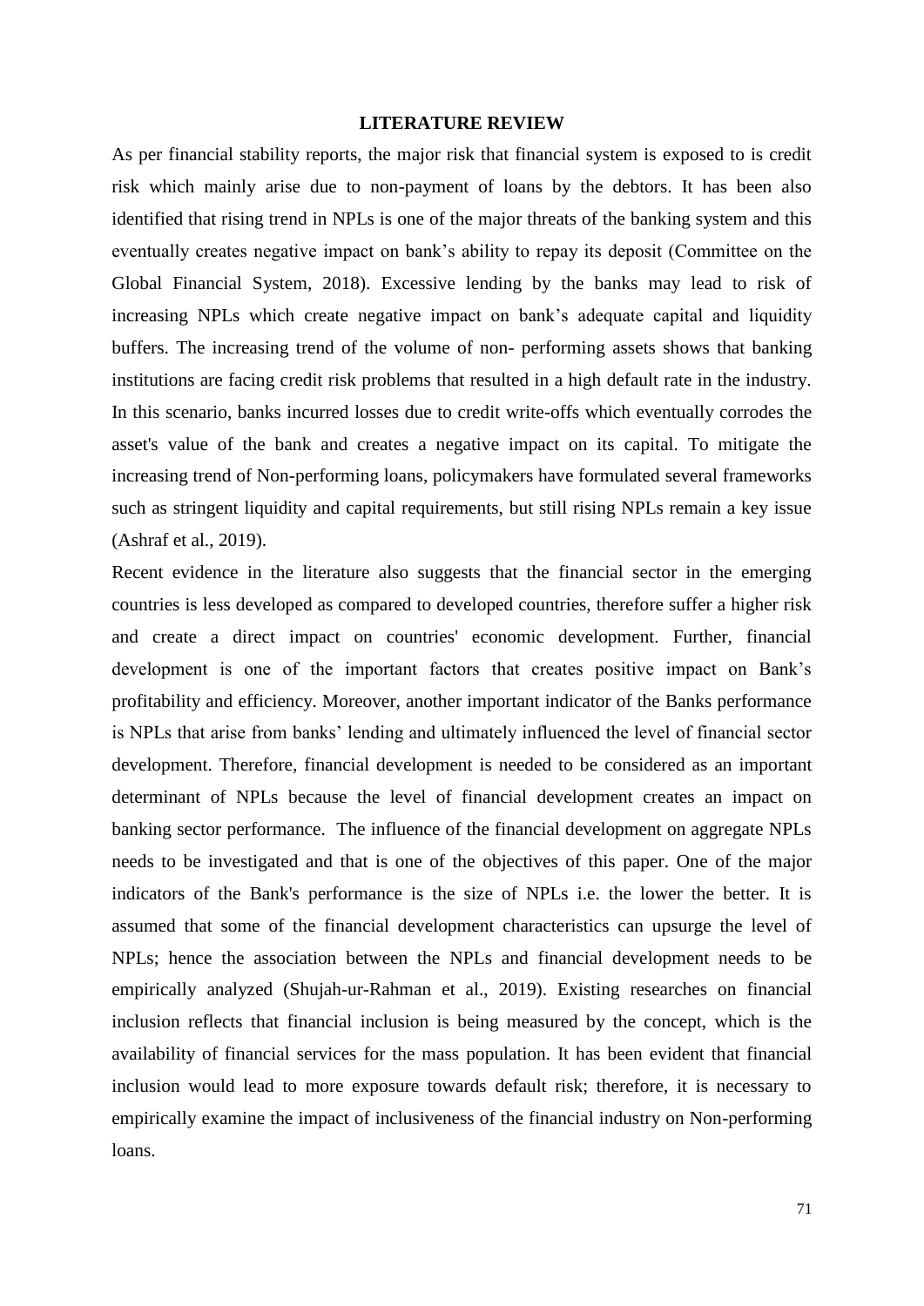## LITERATURE REVIEW

As per financial stability reports, the major risk that financial system is exposed to is credit risk which mainly arise due to non-payment of loans by the debtors. It has been also identified that rising trend in NPLs is one of the major threats of the banking system and this eventually creates negative impact on bank's ability to repay its deposit (Committee on the Global Financial System, 2018). Excessive lending by the banks may lead to risk of increasing NPLs which create negative impact on bank's adequate capital and liquidity buffers. The increasing trend of the volume of non- performing assets shows that banking institutions are facing credit risk problems that resulted in a high default rate in the industry. In this scenario, banks incurred losses due to credit write-offs which eventually corrodes the asset's value of the bank and creates a negative impact on its capital. To mitigate the increasing trend of Non-performing loans, policymakers have formulated several frameworks such as stringent liquidity and capital requirements, but still rising NPLs remain a key issue (Ashraf et al., 2019).

Recent evidence in the literature also suggests that the financial sector in the emerging countries is less developed as compared to developed countries, therefore suffer a higher risk and create a direct impact on countries' economic development. Further, financial development is one of the important factors that creates positive impact on Bank's profitability and efficiency. Moreover, another important indicator of the Banks performance is NPLs that arise from banks' lending and ultimately influenced the level of financial sector development. Therefore, financial development is needed to be considered as an important determinant of NPLs because the level of financial development creates an impact on banking sector performance. The influence of the financial development on aggregate NPLs needs to be investigated and that is one of the objectives of this paper. One of the major indicators of the Bank's performance is the size of NPLs i.e. the lower the better. It is assumed that some of the financial development characteristics can upsurge the level of NPLs; hence the association between the NPLs and financial development needs to be empirically analyzed (Shujah-ur-Rahman et al., 2019). Existing researches on financial inclusion reflects that financial inclusion is being measured by the concept, which is the availability of financial services for the mass population. It has been evident that financial inclusion would lead to more exposure towards default risk; therefore, it is necessary to empirically examine the impact of inclusiveness of the financial industry on Non-performing loans.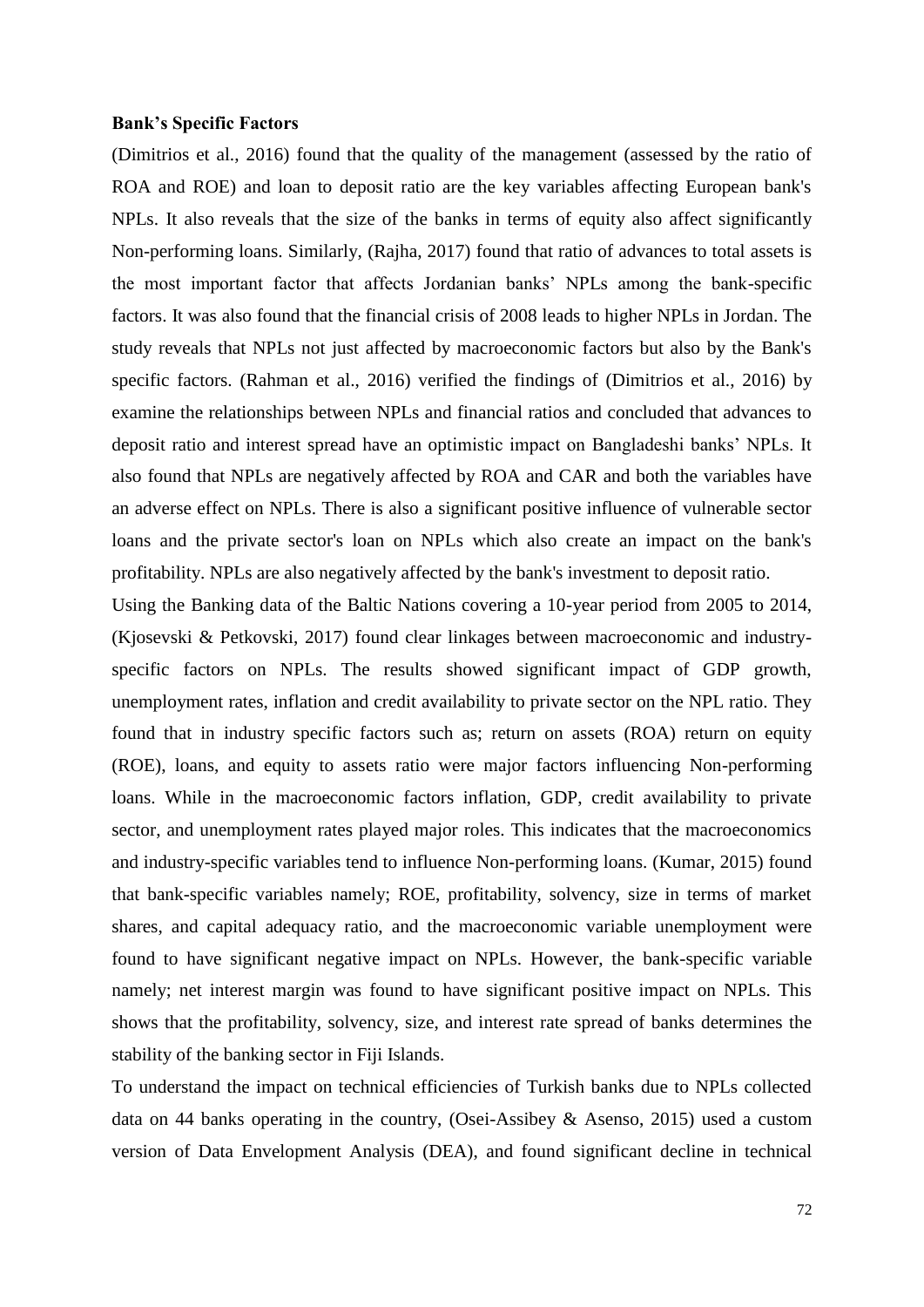**Bank's Specific Factors**

(Dimitrios et al., 2016) found that the quality of the management (assessed by the ratio of ROA and ROE) and loan to deposit ratio are the key variables affecting European bank's NPLs. It also reveals that the size of the banks in terms of equity also affect significantly Non-performing loans. Similarly, (Rajha, 2017) found that ratio of advances to total assets is the most important factor that affects Jordanian banks' NPLs among the bank-specific factors. It was also found that the financial crisis of 2008 leads to higher NPLs in Jordan. The study reveals that NPLs not just affected by macroeconomic factors but also by the Bank's specific factors. (Rahman et al., 2016) verified the findings of (Dimitrios et al., 2016) by examine the relationships between NPLs and financial ratios and concluded that advances to deposit ratio and interest spread have an optimistic impact on Bangladeshi banks' NPLs. It also found that NPLs are negatively affected by ROA and CAR and both the variables have an adverse effect on NPLs. There is also a significant positive influence of vulnerable sector loans and the private sector's loan on NPLs which also create an impact on the bank's profitability. NPLs are also negatively affected by the bank's investment to deposit ratio.

Using the Banking data of the Baltic Nations covering a 10-year period from 2005 to 2014, (Kjosevski & Petkovski, 2017) found clear linkages between macroeconomic and industry-specific factors on NPLs. The results showed significant impact of GDP growth, unemployment rates, inflation and credit availability to private sector on the NPL ratio. They found that in industry specific factors such as; return on assets (ROA) return on equity (ROE), loans, and equity to assets ratio were major factors influencing Non-performing loans. While in the macroeconomic factors inflation, GDP, credit availability to private sector, and unemployment rates played major roles. This indicates that the macroeconomics and industry-specific variables tend to influence Non-performing loans. (Kumar, 2015) found that bank-specific variables namely; ROE, profitability, solvency, size in terms of market shares, and capital adequacy ratio, and the macroeconomic variable unemployment were found to have significant negative impact on NPLs. However, the bank-specific variable namely; net interest margin was found to have significant positive impact on NPLs. This shows that the profitability, solvency, size, and interest rate spread of banks determines the stability of the banking sector in Fiji Islands.

To understand the impact on technical efficiencies of Turkish banks due to NPLs collected data on 44 banks operating in the country, (Osei-Assibey & Asenso, 2015) used a custom version of Data Envelopment Analysis (DEA), and found significant decline in technical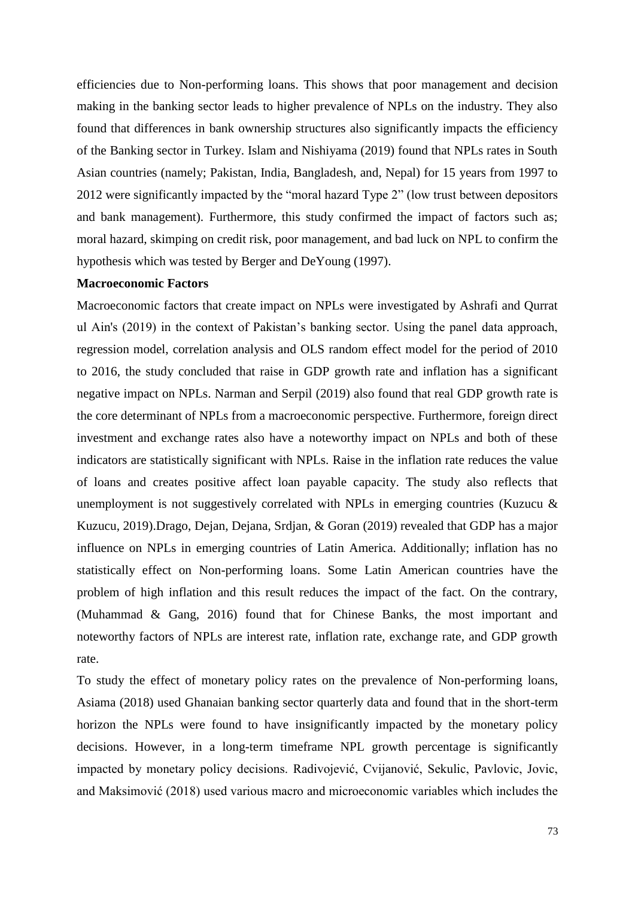efficiencies due to Non-performing loans. This shows that poor management and decision making in the banking sector leads to higher prevalence of NPLs on the industry. They also found that differences in bank ownership structures also significantly impacts the efficiency of the Banking sector in Turkey. Islam and Nishiyama (2019) found that NPLs rates in South Asian countries (namely; Pakistan, India, Bangladesh, and, Nepal) for 15 years from 1997 to 2012 were significantly impacted by the "moral hazard Type 2" (low trust between depositors and bank management). Furthermore, this study confirmed the impact of factors such as; moral hazard, skimping on credit risk, poor management, and bad luck on NPL to confirm the hypothesis which was tested by Berger and DeYoung (1997).

**Macroeconomic Factors**

Macroeconomic factors that create impact on NPLs were investigated by Ashrafi and Qurrat ul Ain's (2019) in the context of Pakistan's banking sector. Using the panel data approach, regression model, correlation analysis and OLS random effect model for the period of 2010 to 2016, the study concluded that raise in GDP growth rate and inflation has a significant negative impact on NPLs. Narman and Serpil (2019) also found that real GDP growth rate is the core determinant of NPLs from a macroeconomic perspective. Furthermore, foreign direct investment and exchange rates also have a noteworthy impact on NPLs and both of these indicators are statistically significant with NPLs. Raise in the inflation rate reduces the value of loans and creates positive affect loan payable capacity. The study also reflects that unemployment is not suggestively correlated with NPLs in emerging countries (Kuzucu & Kuzucu, 2019).Drago, Dejan, Dejana, Srdjan, & Goran (2019) revealed that GDP has a major influence on NPLs in emerging countries of Latin America. Additionally; inflation has no statistically effect on Non-performing loans. Some Latin American countries have the problem of high inflation and this result reduces the impact of the fact. On the contrary, (Muhammad & Gang, 2016) found that for Chinese Banks, the most important and noteworthy factors of NPLs are interest rate, inflation rate, exchange rate, and GDP growth rate.

To study the effect of monetary policy rates on the prevalence of Non-performing loans, Asiama (2018) used Ghanaian banking sector quarterly data and found that in the short-term horizon the NPLs were found to have insignificantly impacted by the monetary policy decisions. However, in a long-term timeframe NPL growth percentage is significantly impacted by monetary policy decisions. Radivojević, Cvijanović, Sekulic, Pavlovic, Jovic, and Maksimović (2018) used various macro and microeconomic variables which includes the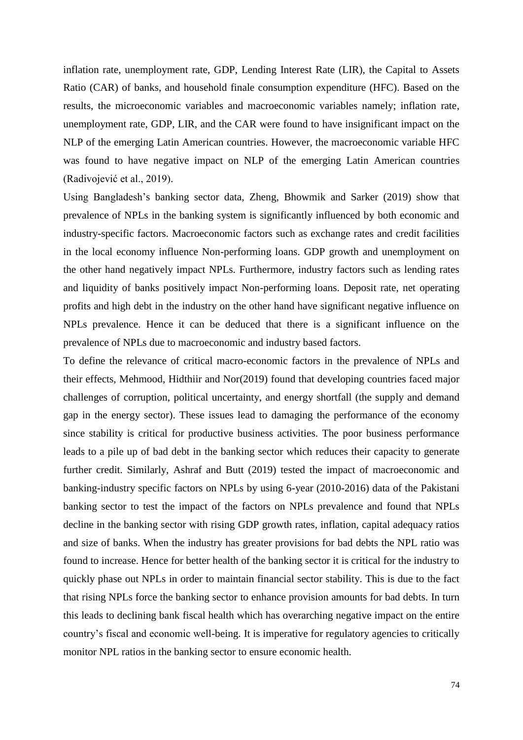inflation rate, unemployment rate, GDP, Lending Interest Rate (LIR), the Capital to Assets Ratio (CAR) of banks, and household finale consumption expenditure (HFC). Based on the results, the microeconomic variables and macroeconomic variables namely; inflation rate, unemployment rate, GDP, LIR, and the CAR were found to have insignificant impact on the NLP of the emerging Latin American countries. However, the macroeconomic variable HFC was found to have negative impact on NLP of the emerging Latin American countries (Radivojević et al., 2019).

Using Bangladesh's banking sector data, Zheng, Bhowmik and Sarker (2019) show that prevalence of NPLs in the banking system is significantly influenced by both economic and industry-specific factors. Macroeconomic factors such as exchange rates and credit facilities in the local economy influence Non-performing loans. GDP growth and unemployment on the other hand negatively impact NPLs. Furthermore, industry factors such as lending rates and liquidity of banks positively impact Non-performing loans. Deposit rate, net operating profits and high debt in the industry on the other hand have significant negative influence on NPLs prevalence. Hence it can be deduced that there is a significant influence on the prevalence of NPLs due to macroeconomic and industry based factors.

To define the relevance of critical macro-economic factors in the prevalence of NPLs and their effects, Mehmood, Hidthiir and Nor(2019) found that developing countries faced major challenges of corruption, political uncertainty, and energy shortfall (the supply and demand gap in the energy sector). These issues lead to damaging the performance of the economy since stability is critical for productive business activities. The poor business performance leads to a pile up of bad debt in the banking sector which reduces their capacity to generate further credit. Similarly, Ashraf and Butt (2019) tested the impact of macroeconomic and banking-industry specific factors on NPLs by using 6-year (2010-2016) data of the Pakistani banking sector to test the impact of the factors on NPLs prevalence and found that NPLs decline in the banking sector with rising GDP growth rates, inflation, capital adequacy ratios and size of banks. When the industry has greater provisions for bad debts the NPL ratio was found to increase. Hence for better health of the banking sector it is critical for the industry to quickly phase out NPLs in order to maintain financial sector stability. This is due to the fact that rising NPLs force the banking sector to enhance provision amounts for bad debts. In turn this leads to declining bank fiscal health which has overarching negative impact on the entire country's fiscal and economic well-being. It is imperative for regulatory agencies to critically monitor NPL ratios in the banking sector to ensure economic health.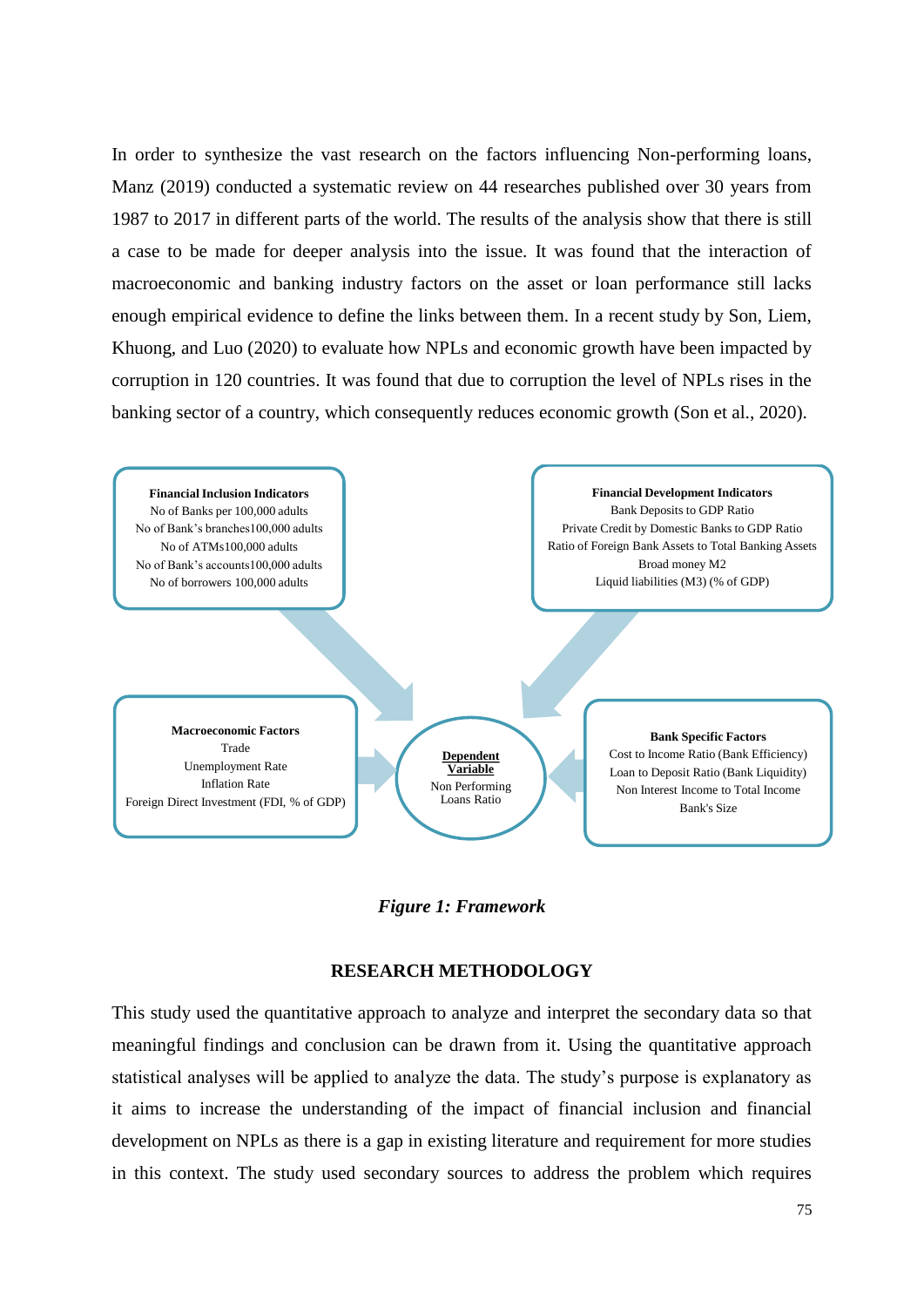In order to synthesize the vast research on the factors influencing Non-performing loans, Manz (2019) conducted a systematic review on 44 researches published over 30 years from 1987 to 2017 in different parts of the world. The results of the analysis show that there is still a case to be made for deeper analysis into the issue. It was found that the interaction of macroeconomic and banking industry factors on the asset or loan performance still lacks enough empirical evidence to define the links between them. In a recent study by Son, Liem, Khuong, and Luo (2020) to evaluate how NPLs and economic growth have been impacted by corruption in 120 countries. It was found that due to corruption the level of NPLs rises in the banking sector of a country, which consequently reduces economic growth (Son et al., 2020).

**Financial Inclusion Indicators**
No of Banks per 100,000 adults
No of Bank's branches100,000 adults
No of ATMs100,000 adults
No of Bank's accounts100,000 adults
No of borrowers 100,000 adults

**Financial Development Indicators**
Bank Deposits to GDP Ratio
Private Credit by Domestic Banks to GDP Ratio
Ratio of Foreign Bank Assets to Total Banking Assets
Broad money M2
Liquid liabilities (M3) (% of GDP)

**Macroeconomic Factors**
Trade
Unemployment Rate
Inflation Rate
Foreign Direct Investment (FDI, % of GDP)

**Dependent Variable**
Non Performing Loans Ratio

**Bank Specific Factors**
Cost to Income Ratio (Bank Efficiency)
Loan to Deposit Ratio (Bank Liquidity)
Non Interest Income to Total Income
Bank's Size

***Figure 1: Framework***

## RESEARCH METHODOLOGY

This study used the quantitative approach to analyze and interpret the secondary data so that meaningful findings and conclusion can be drawn from it. Using the quantitative approach statistical analyses will be applied to analyze the data. The study's purpose is explanatory as it aims to increase the understanding of the impact of financial inclusion and financial development on NPLs as there is a gap in existing literature and requirement for more studies in this context. The study used secondary sources to address the problem which requires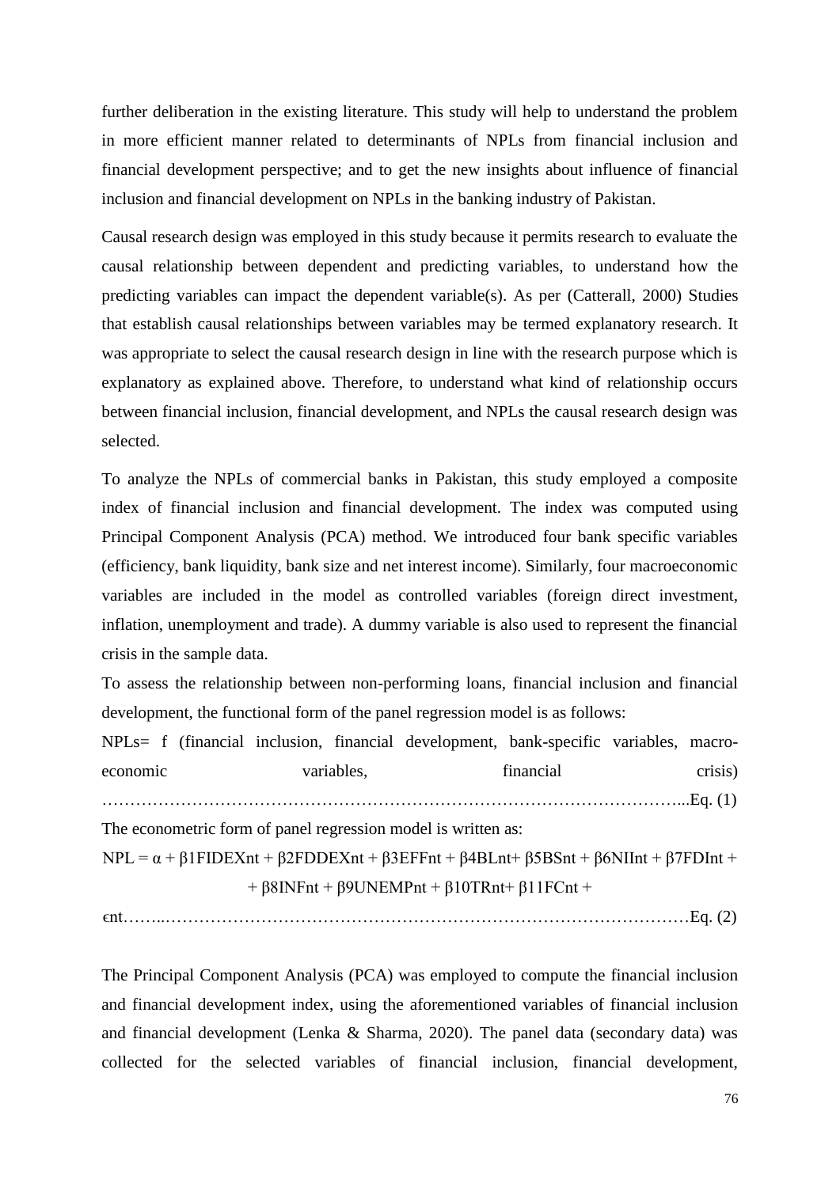further deliberation in the existing literature. This study will help to understand the problem in more efficient manner related to determinants of NPLs from financial inclusion and financial development perspective; and to get the new insights about influence of financial inclusion and financial development on NPLs in the banking industry of Pakistan.

Causal research design was employed in this study because it permits research to evaluate the causal relationship between dependent and predicting variables, to understand how the predicting variables can impact the dependent variable(s). As per (Catterall, 2000) Studies that establish causal relationships between variables may be termed explanatory research. It was appropriate to select the causal research design in line with the research purpose which is explanatory as explained above. Therefore, to understand what kind of relationship occurs between financial inclusion, financial development, and NPLs the causal research design was selected.

To analyze the NPLs of commercial banks in Pakistan, this study employed a composite index of financial inclusion and financial development. The index was computed using Principal Component Analysis (PCA) method. We introduced four bank specific variables (efficiency, bank liquidity, bank size and net interest income). Similarly, four macroeconomic variables are included in the model as controlled variables (foreign direct investment, inflation, unemployment and trade). A dummy variable is also used to represent the financial crisis in the sample data.

To assess the relationship between non-performing loans, financial inclusion and financial development, the functional form of the panel regression model is as follows:

NPLs= f (financial inclusion, financial development, bank-specific variables, macro-economic variables, financial crisis) ……………………………………………………………………………………………...Eq. (1)

The econometric form of panel regression model is written as:

$$NPL = \alpha + \beta_1 FIDEX_{nt} + \beta_2 FDDEX_{nt} + \beta_3 EFF_{nt} + \beta_4 BL_{nt} + \beta_5 BS_{nt} + \beta_6 NII_{nt} + \beta_7 FDI_{nt} + \beta_8 INF_{nt} + \beta_9 UNEMP_{nt} + \beta_{10} TR_{nt} + \beta_{11} FC_{nt} + \epsilon_{nt} \quad \text{Eq. (2)}$$

The Principal Component Analysis (PCA) was employed to compute the financial inclusion and financial development index, using the aforementioned variables of financial inclusion and financial development (Lenka & Sharma, 2020). The panel data (secondary data) was collected for the selected variables of financial inclusion, financial development,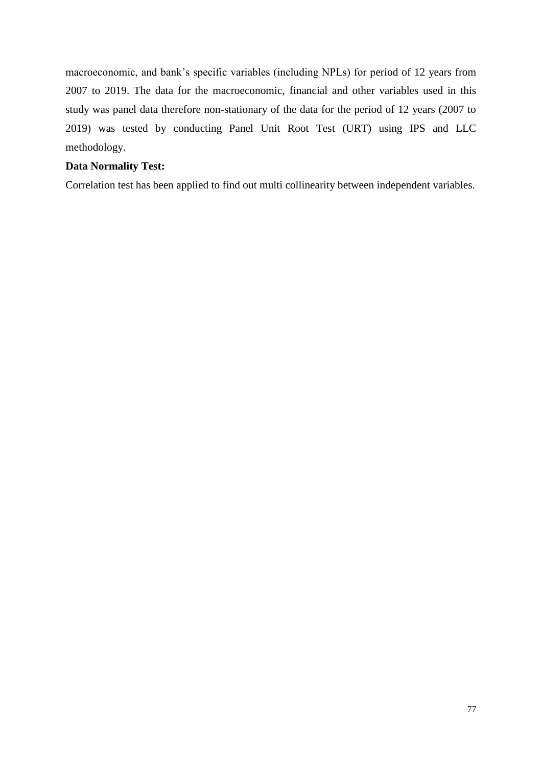macroeconomic, and bank's specific variables (including NPLs) for period of 12 years from 2007 to 2019. The data for the macroeconomic, financial and other variables used in this study was panel data therefore non-stationary of the data for the period of 12 years (2007 to 2019) was tested by conducting Panel Unit Root Test (URT) using IPS and LLC methodology.

**Data Normality Test:**

Correlation test has been applied to find out multi collinearity between independent variables.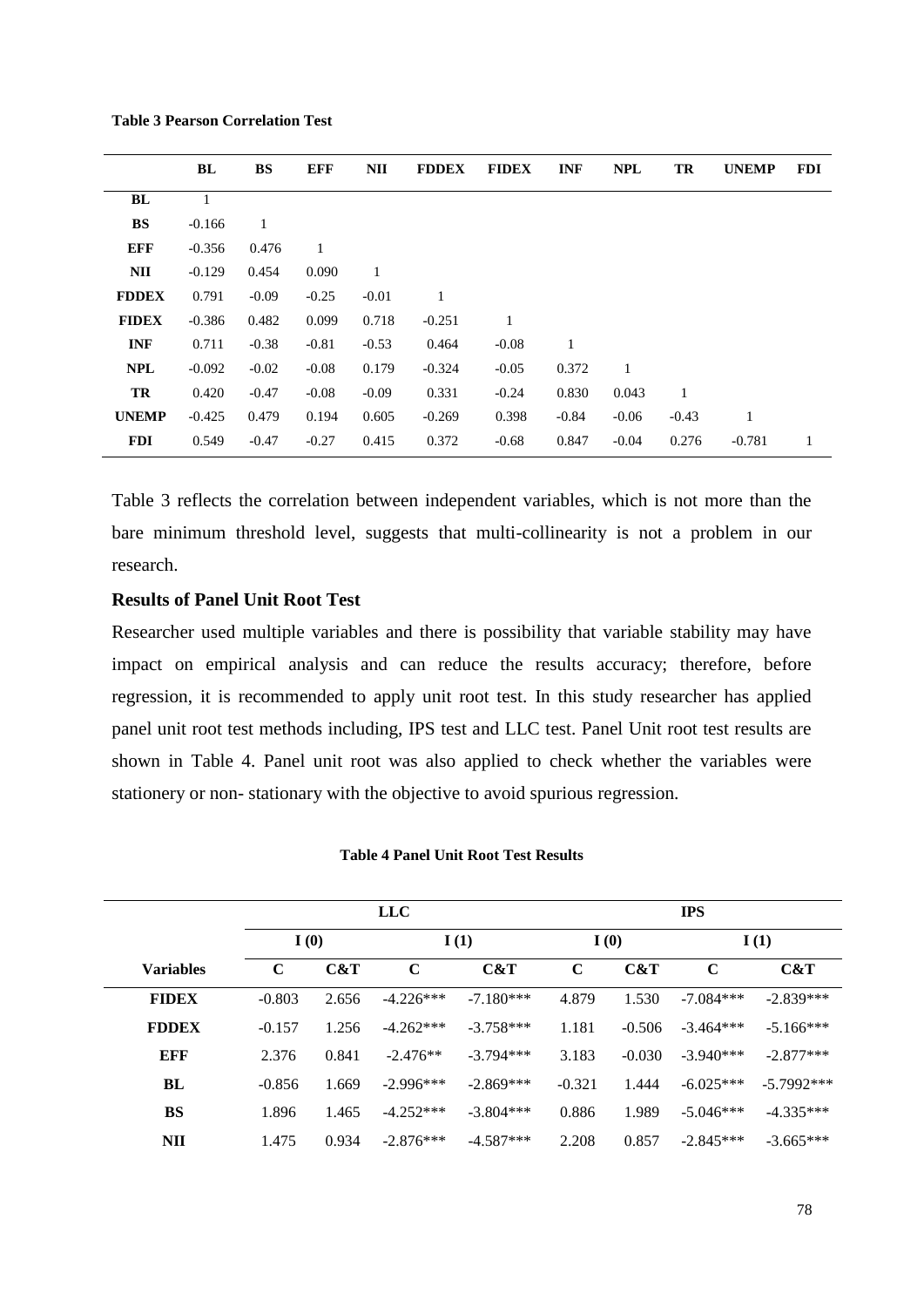**Table 3 Pearson Correlation Test**

| | BL | BS | EFF | NII | FDDEX | FIDEX | INF | NPL | TR | UNEMP | FDI |
|---|---|---|---|---|---|---|---|---|---|---|---|
| **BL** | 1 | | | | | | | | | | |
| **BS** | -0.166 | 1 | | | | | | | | | |
| **EFF** | -0.356 | 0.476 | 1 | | | | | | | | |
| **NII** | -0.129 | 0.454 | 0.090 | 1 | | | | | | | |
| **FDDEX** | 0.791 | -0.09 | -0.25 | -0.01 | 1 | | | | | | |
| **FIDEX** | -0.386 | 0.482 | 0.099 | 0.718 | -0.251 | 1 | | | | | |
| **INF** | 0.711 | -0.38 | -0.81 | -0.53 | 0.464 | -0.08 | 1 | | | | |
| **NPL** | -0.092 | -0.02 | -0.08 | 0.179 | -0.324 | -0.05 | 0.372 | 1 | | | |
| **TR** | 0.420 | -0.47 | -0.08 | -0.09 | 0.331 | -0.24 | 0.830 | 0.043 | 1 | | |
| **UNEMP** | -0.425 | 0.479 | 0.194 | 0.605 | -0.269 | 0.398 | -0.84 | -0.06 | -0.43 | 1 | |
| **FDI** | 0.549 | -0.47 | -0.27 | 0.415 | 0.372 | -0.68 | 0.847 | -0.04 | 0.276 | -0.781 | 1 |

Table 3 reflects the correlation between independent variables, which is not more than the bare minimum threshold level, suggests that multi-collinearity is not a problem in our research.

**Results of Panel Unit Root Test**

Researcher used multiple variables and there is possibility that variable stability may have impact on empirical analysis and can reduce the results accuracy; therefore, before regression, it is recommended to apply unit root test. In this study researcher has applied panel unit root test methods including, IPS test and LLC test. Panel Unit root test results are shown in Table 4. Panel unit root was also applied to check whether the variables were stationery or non- stationary with the objective to avoid spurious regression.

**Table 4 Panel Unit Root Test Results**

| | LLC | | | | IPS | | | |
|---|---|---|---|---|---|---|---|---|
| | I (0) | | I (1) | | I (0) | | I (1) | |
| **Variables** | **C** | **C&T** | **C** | **C&T** | **C** | **C&T** | **C** | **C&T** |
| **FIDEX** | -0.803 | 2.656 | -4.226*** | -7.180*** | 4.879 | 1.530 | -7.084*** | -2.839*** |
| **FDDEX** | -0.157 | 1.256 | -4.262*** | -3.758*** | 1.181 | -0.506 | -3.464*** | -5.166*** |
| **EFF** | 2.376 | 0.841 | -2.476** | -3.794*** | 3.183 | -0.030 | -3.940*** | -2.877*** |
| **BL** | -0.856 | 1.669 | -2.996*** | -2.869*** | -0.321 | 1.444 | -6.025*** | -5.7992*** |
| **BS** | 1.896 | 1.465 | -4.252*** | -3.804*** | 0.886 | 1.989 | -5.046*** | -4.335*** |
| **NII** | 1.475 | 0.934 | -2.876*** | -4.587*** | 2.208 | 0.857 | -2.845*** | -3.665*** |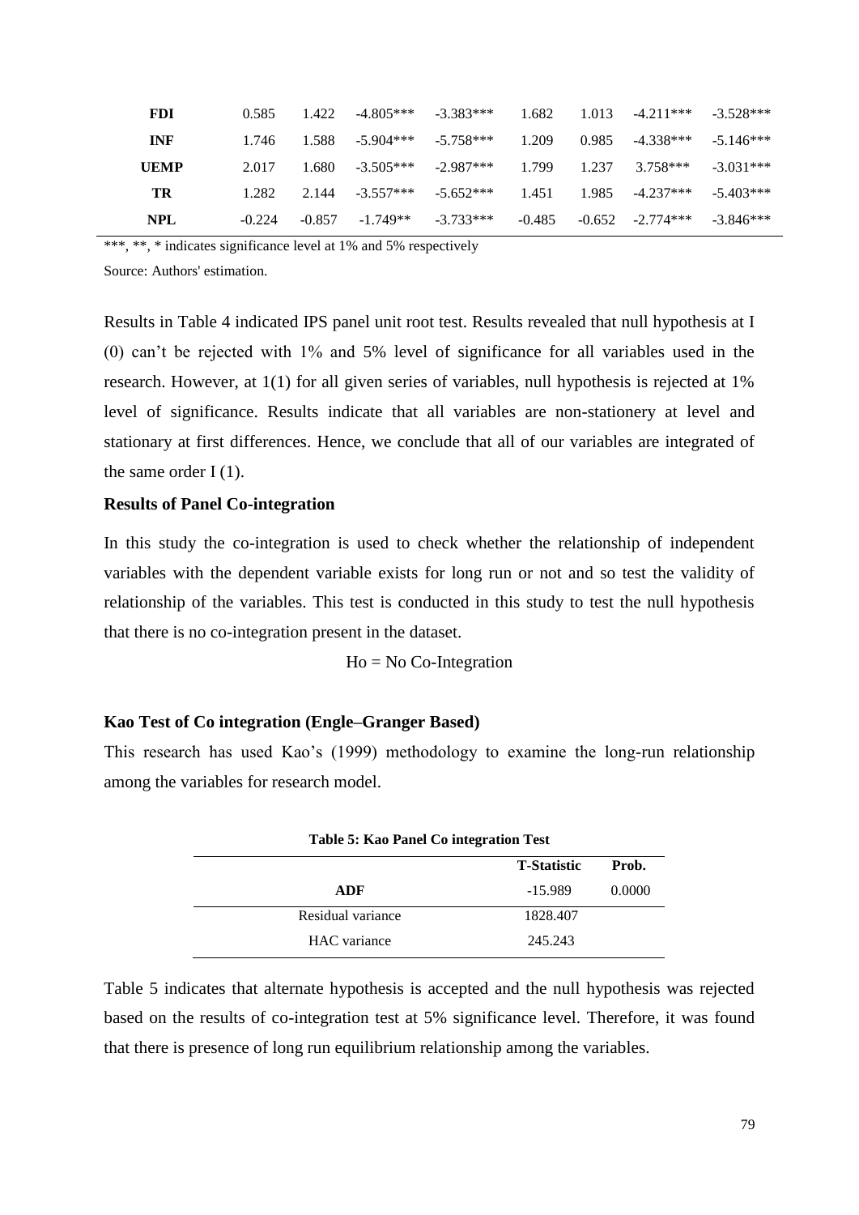| | | | | | | | | |
|---|---|---|---|---|---|---|---|---|
| **FDI** | 0.585 | 1.422 | -4.805*** | -3.383*** | 1.682 | 1.013 | -4.211*** | -3.528*** |
| **INF** | 1.746 | 1.588 | -5.904*** | -5.758*** | 1.209 | 0.985 | -4.338*** | -5.146*** |
| **UEMP** | 2.017 | 1.680 | -3.505*** | -2.987*** | 1.799 | 1.237 | 3.758*** | -3.031*** |
| **TR** | 1.282 | 2.144 | -3.557*** | -5.652*** | 1.451 | 1.985 | -4.237*** | -5.403*** |
| **NPL** | -0.224 | -0.857 | -1.749** | -3.733*** | -0.485 | -0.652 | -2.774*** | -3.846*** |

***, **, * indicates significance level at 1% and 5% respectively

Source: Authors' estimation.

Results in Table 4 indicated IPS panel unit root test. Results revealed that null hypothesis at I (0) can't be rejected with 1% and 5% level of significance for all variables used in the research. However, at 1(1) for all given series of variables, null hypothesis is rejected at 1% level of significance. Results indicate that all variables are non-stationery at level and stationary at first differences. Hence, we conclude that all of our variables are integrated of the same order I (1).

**Results of Panel Co-integration**

In this study the co-integration is used to check whether the relationship of independent variables with the dependent variable exists for long run or not and so test the validity of relationship of the variables. This test is conducted in this study to test the null hypothesis that there is no co-integration present in the dataset.

Ho = No Co-Integration

**Kao Test of Co integration (Engle–Granger Based)**

This research has used Kao's (1999) methodology to examine the long-run relationship among the variables for research model.

**Table 5: Kao Panel Co integration Test**

| | T-Statistic | Prob. |
|---|---|---|
| **ADF** | -15.989 | 0.0000 |
| Residual variance | 1828.407 | |
| HAC variance | 245.243 | |

Table 5 indicates that alternate hypothesis is accepted and the null hypothesis was rejected based on the results of co-integration test at 5% significance level. Therefore, it was found that there is presence of long run equilibrium relationship among the variables.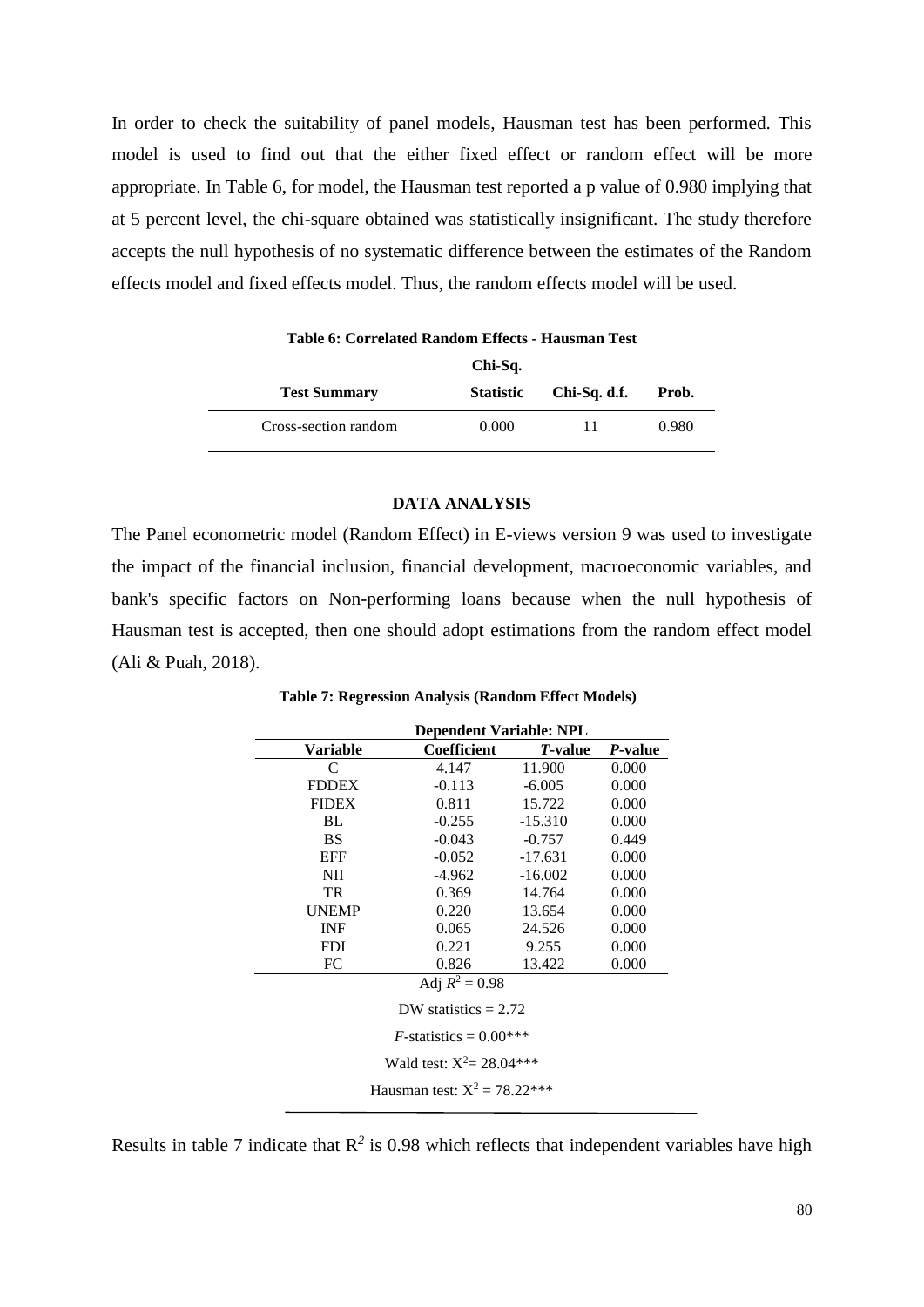In order to check the suitability of panel models, Hausman test has been performed. This model is used to find out that the either fixed effect or random effect will be more appropriate. In Table 6, for model, the Hausman test reported a p value of 0.980 implying that at 5 percent level, the chi-square obtained was statistically insignificant. The study therefore accepts the null hypothesis of no systematic difference between the estimates of the Random effects model and fixed effects model. Thus, the random effects model will be used.

**Table 6: Correlated Random Effects - Hausman Test**

| Test Summary | Chi-Sq. Statistic | Chi-Sq. d.f. | Prob. |
|---|---|---|---|
| Cross-section random | 0.000 | 11 | 0.980 |

## DATA ANALYSIS

The Panel econometric model (Random Effect) in E-views version 9 was used to investigate the impact of the financial inclusion, financial development, macroeconomic variables, and bank's specific factors on Non-performing loans because when the null hypothesis of Hausman test is accepted, then one should adopt estimations from the random effect model (Ali & Puah, 2018).

**Table 7: Regression Analysis (Random Effect Models)**

| Dependent Variable: NPL | | | |
|---|---|---|---|
| **Variable** | **Coefficient** | ***T*-value** | ***P*-value** |
| C | 4.147 | 11.900 | 0.000 |
| FDDEX | -0.113 | -6.005 | 0.000 |
| FIDEX | 0.811 | 15.722 | 0.000 |
| BL | -0.255 | -15.310 | 0.000 |
| BS | -0.043 | -0.757 | 0.449 |
| EFF | -0.052 | -17.631 | 0.000 |
| NII | -4.962 | -16.002 | 0.000 |
| TR | 0.369 | 14.764 | 0.000 |
| UNEMP | 0.220 | 13.654 | 0.000 |
| INF | 0.065 | 24.526 | 0.000 |
| FDI | 0.221 | 9.255 | 0.000 |
| FC | 0.826 | 13.422 | 0.000 |

Adj $R^2 = 0.98$

DW statistics = 2.72

*F*-statistics = 0.00***

Wald test: $X^2 = 28.04$***

Hausman test: $X^2 = 78.22$***

Results in table 7 indicate that $R^2$ is 0.98 which reflects that independent variables have high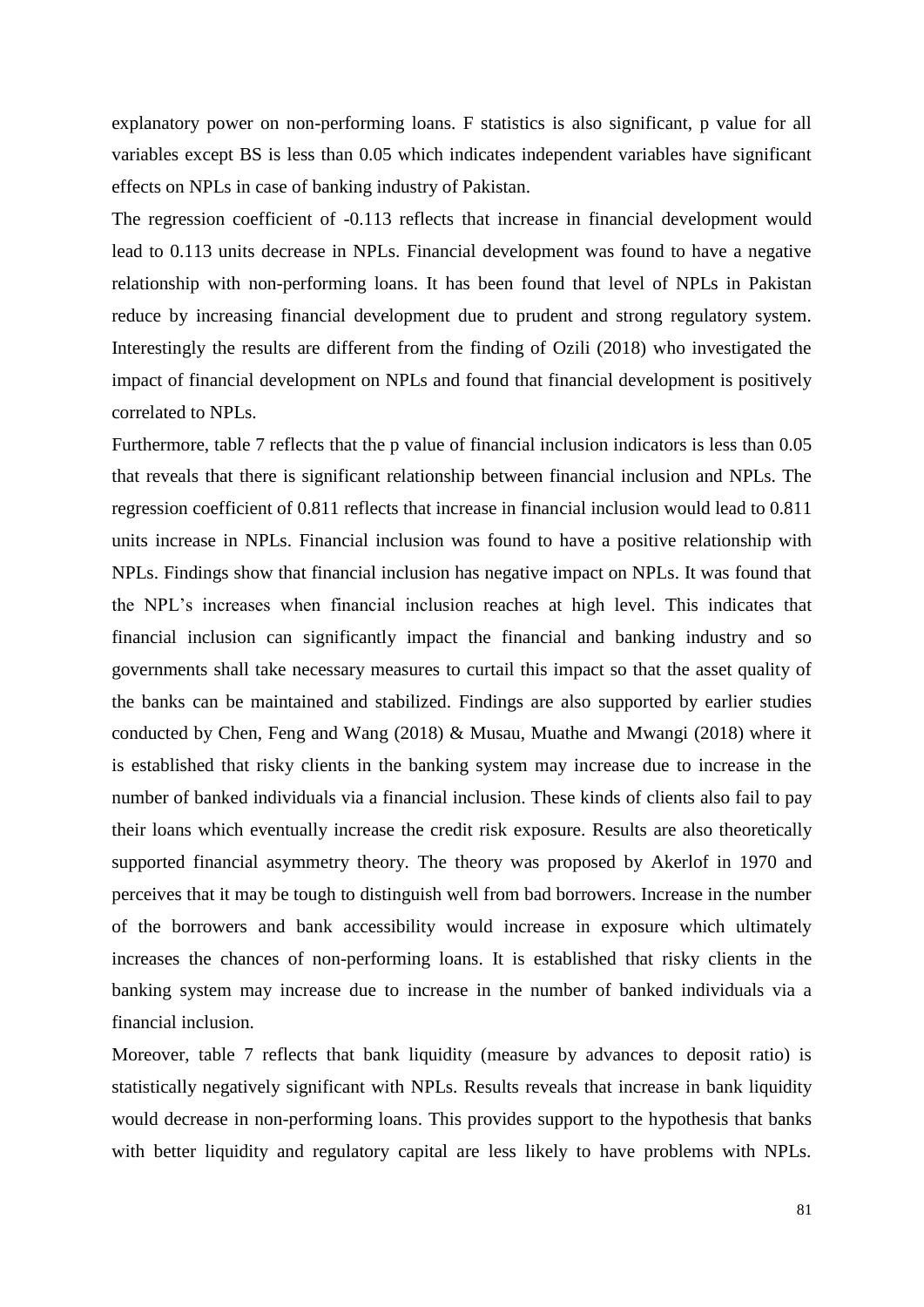explanatory power on non-performing loans. F statistics is also significant, p value for all variables except BS is less than 0.05 which indicates independent variables have significant effects on NPLs in case of banking industry of Pakistan.

The regression coefficient of -0.113 reflects that increase in financial development would lead to 0.113 units decrease in NPLs. Financial development was found to have a negative relationship with non-performing loans. It has been found that level of NPLs in Pakistan reduce by increasing financial development due to prudent and strong regulatory system. Interestingly the results are different from the finding of Ozili (2018) who investigated the impact of financial development on NPLs and found that financial development is positively correlated to NPLs.

Furthermore, table 7 reflects that the p value of financial inclusion indicators is less than 0.05 that reveals that there is significant relationship between financial inclusion and NPLs. The regression coefficient of 0.811 reflects that increase in financial inclusion would lead to 0.811 units increase in NPLs. Financial inclusion was found to have a positive relationship with NPLs. Findings show that financial inclusion has negative impact on NPLs. It was found that the NPL's increases when financial inclusion reaches at high level. This indicates that financial inclusion can significantly impact the financial and banking industry and so governments shall take necessary measures to curtail this impact so that the asset quality of the banks can be maintained and stabilized. Findings are also supported by earlier studies conducted by Chen, Feng and Wang (2018) & Musau, Muathe and Mwangi (2018) where it is established that risky clients in the banking system may increase due to increase in the number of banked individuals via a financial inclusion. These kinds of clients also fail to pay their loans which eventually increase the credit risk exposure. Results are also theoretically supported financial asymmetry theory. The theory was proposed by Akerlof in 1970 and perceives that it may be tough to distinguish well from bad borrowers. Increase in the number of the borrowers and bank accessibility would increase in exposure which ultimately increases the chances of non-performing loans. It is established that risky clients in the banking system may increase due to increase in the number of banked individuals via a financial inclusion.

Moreover, table 7 reflects that bank liquidity (measure by advances to deposit ratio) is statistically negatively significant with NPLs. Results reveals that increase in bank liquidity would decrease in non-performing loans. This provides support to the hypothesis that banks with better liquidity and regulatory capital are less likely to have problems with NPLs.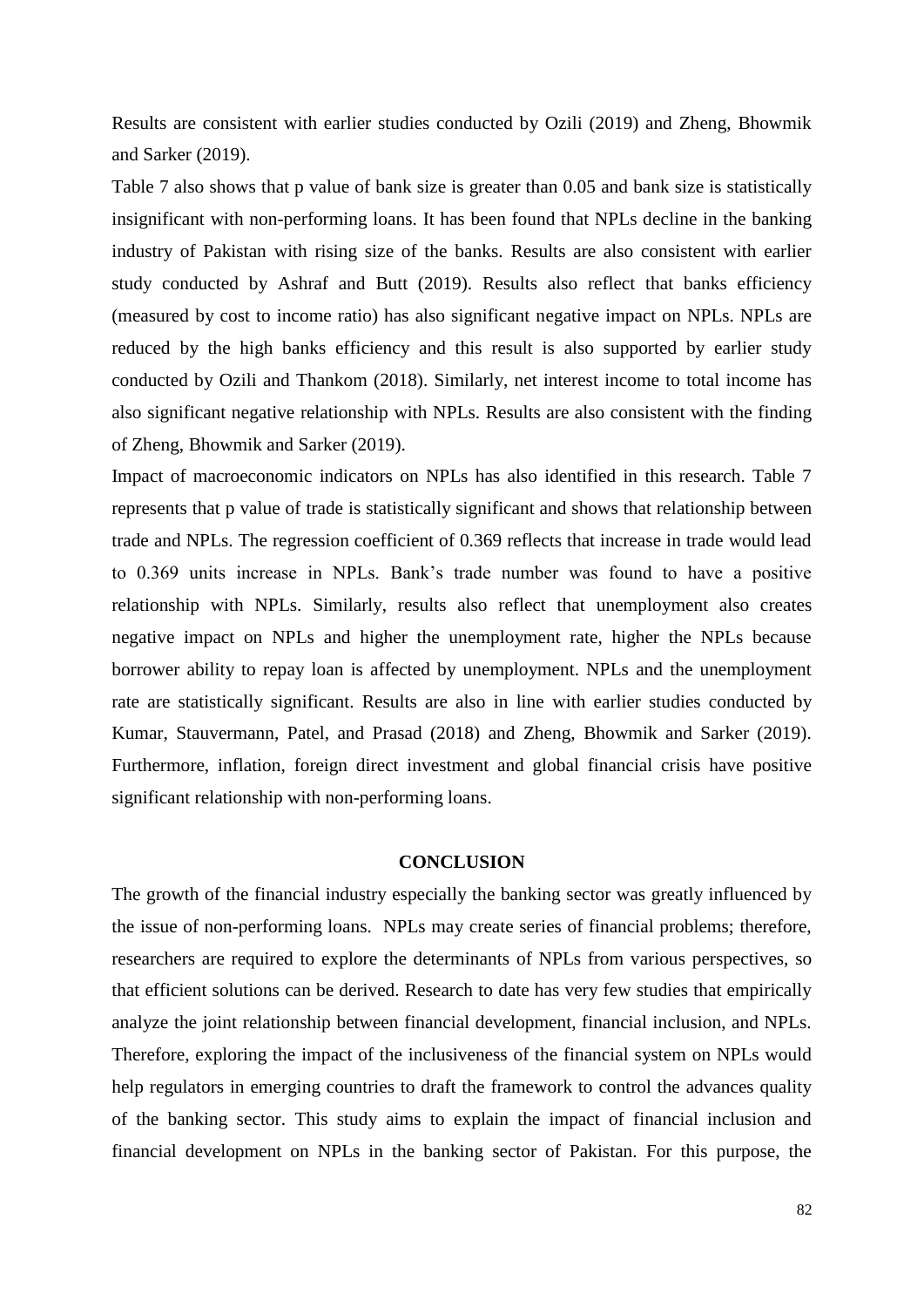Results are consistent with earlier studies conducted by Ozili (2019) and Zheng, Bhowmik and Sarker (2019).

Table 7 also shows that p value of bank size is greater than 0.05 and bank size is statistically insignificant with non-performing loans. It has been found that NPLs decline in the banking industry of Pakistan with rising size of the banks. Results are also consistent with earlier study conducted by Ashraf and Butt (2019). Results also reflect that banks efficiency (measured by cost to income ratio) has also significant negative impact on NPLs. NPLs are reduced by the high banks efficiency and this result is also supported by earlier study conducted by Ozili and Thankom (2018). Similarly, net interest income to total income has also significant negative relationship with NPLs. Results are also consistent with the finding of Zheng, Bhowmik and Sarker (2019).

Impact of macroeconomic indicators on NPLs has also identified in this research. Table 7 represents that p value of trade is statistically significant and shows that relationship between trade and NPLs. The regression coefficient of 0.369 reflects that increase in trade would lead to 0.369 units increase in NPLs. Bank's trade number was found to have a positive relationship with NPLs. Similarly, results also reflect that unemployment also creates negative impact on NPLs and higher the unemployment rate, higher the NPLs because borrower ability to repay loan is affected by unemployment. NPLs and the unemployment rate are statistically significant. Results are also in line with earlier studies conducted by Kumar, Stauvermann, Patel, and Prasad (2018) and Zheng, Bhowmik and Sarker (2019). Furthermore, inflation, foreign direct investment and global financial crisis have positive significant relationship with non-performing loans.

## CONCLUSION

The growth of the financial industry especially the banking sector was greatly influenced by the issue of non-performing loans. NPLs may create series of financial problems; therefore, researchers are required to explore the determinants of NPLs from various perspectives, so that efficient solutions can be derived. Research to date has very few studies that empirically analyze the joint relationship between financial development, financial inclusion, and NPLs. Therefore, exploring the impact of the inclusiveness of the financial system on NPLs would help regulators in emerging countries to draft the framework to control the advances quality of the banking sector. This study aims to explain the impact of financial inclusion and financial development on NPLs in the banking sector of Pakistan. For this purpose, the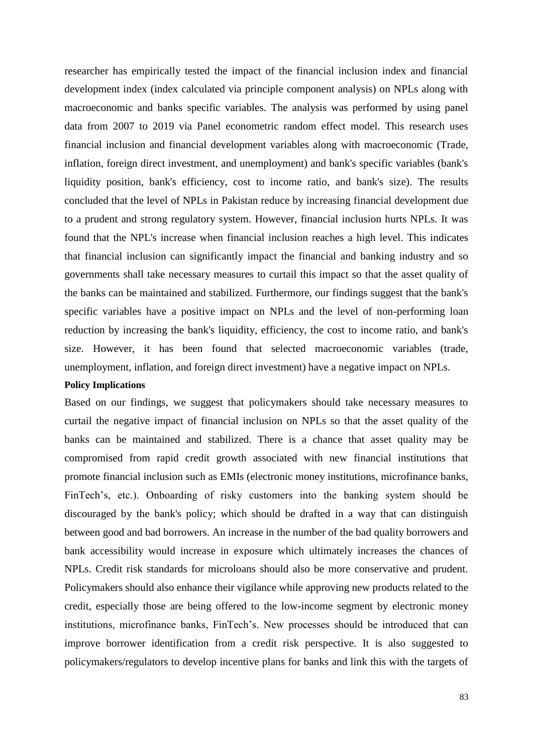researcher has empirically tested the impact of the financial inclusion index and financial development index (index calculated via principle component analysis) on NPLs along with macroeconomic and banks specific variables. The analysis was performed by using panel data from 2007 to 2019 via Panel econometric random effect model. This research uses financial inclusion and financial development variables along with macroeconomic (Trade, inflation, foreign direct investment, and unemployment) and bank's specific variables (bank's liquidity position, bank's efficiency, cost to income ratio, and bank's size). The results concluded that the level of NPLs in Pakistan reduce by increasing financial development due to a prudent and strong regulatory system. However, financial inclusion hurts NPLs. It was found that the NPL's increase when financial inclusion reaches a high level. This indicates that financial inclusion can significantly impact the financial and banking industry and so governments shall take necessary measures to curtail this impact so that the asset quality of the banks can be maintained and stabilized. Furthermore, our findings suggest that the bank's specific variables have a positive impact on NPLs and the level of non-performing loan reduction by increasing the bank's liquidity, efficiency, the cost to income ratio, and bank's size. However, it has been found that selected macroeconomic variables (trade, unemployment, inflation, and foreign direct investment) have a negative impact on NPLs.

**Policy Implications**

Based on our findings, we suggest that policymakers should take necessary measures to curtail the negative impact of financial inclusion on NPLs so that the asset quality of the banks can be maintained and stabilized. There is a chance that asset quality may be compromised from rapid credit growth associated with new financial institutions that promote financial inclusion such as EMIs (electronic money institutions, microfinance banks, FinTech's, etc.). Onboarding of risky customers into the banking system should be discouraged by the bank's policy; which should be drafted in a way that can distinguish between good and bad borrowers. An increase in the number of the bad quality borrowers and bank accessibility would increase in exposure which ultimately increases the chances of NPLs. Credit risk standards for microloans should also be more conservative and prudent. Policymakers should also enhance their vigilance while approving new products related to the credit, especially those are being offered to the low-income segment by electronic money institutions, microfinance banks, FinTech's. New processes should be introduced that can improve borrower identification from a credit risk perspective. It is also suggested to policymakers/regulators to develop incentive plans for banks and link this with the targets of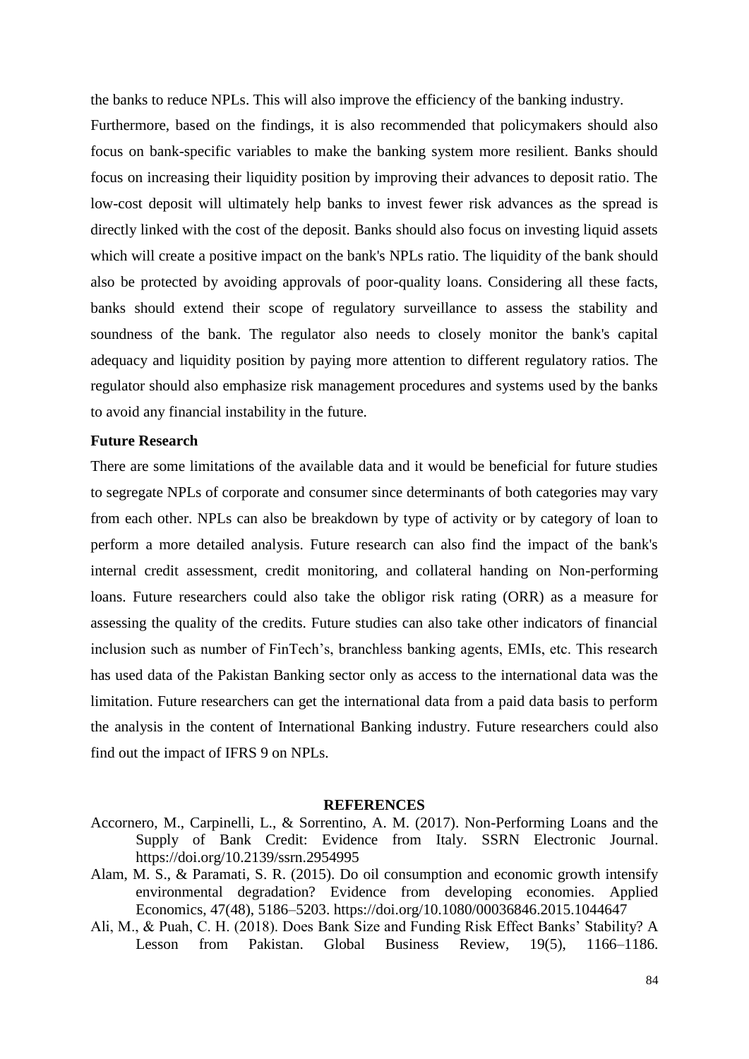the banks to reduce NPLs. This will also improve the efficiency of the banking industry.

Furthermore, based on the findings, it is also recommended that policymakers should also focus on bank-specific variables to make the banking system more resilient. Banks should focus on increasing their liquidity position by improving their advances to deposit ratio. The low-cost deposit will ultimately help banks to invest fewer risk advances as the spread is directly linked with the cost of the deposit. Banks should also focus on investing liquid assets which will create a positive impact on the bank's NPLs ratio. The liquidity of the bank should also be protected by avoiding approvals of poor-quality loans. Considering all these facts, banks should extend their scope of regulatory surveillance to assess the stability and soundness of the bank. The regulator also needs to closely monitor the bank's capital adequacy and liquidity position by paying more attention to different regulatory ratios. The regulator should also emphasize risk management procedures and systems used by the banks to avoid any financial instability in the future.

### Future Research

There are some limitations of the available data and it would be beneficial for future studies to segregate NPLs of corporate and consumer since determinants of both categories may vary from each other. NPLs can also be breakdown by type of activity or by category of loan to perform a more detailed analysis. Future research can also find the impact of the bank's internal credit assessment, credit monitoring, and collateral handing on Non-performing loans. Future researchers could also take the obligor risk rating (ORR) as a measure for assessing the quality of the credits. Future studies can also take other indicators of financial inclusion such as number of FinTech's, branchless banking agents, EMIs, etc. This research has used data of the Pakistan Banking sector only as access to the international data was the limitation. Future researchers can get the international data from a paid data basis to perform the analysis in the content of International Banking industry. Future researchers could also find out the impact of IFRS 9 on NPLs.

## REFERENCES

Accornero, M., Carpinelli, L., & Sorrentino, A. M. (2017). Non-Performing Loans and the Supply of Bank Credit: Evidence from Italy. SSRN Electronic Journal. https://doi.org/10.2139/ssrn.2954995

Alam, M. S., & Paramati, S. R. (2015). Do oil consumption and economic growth intensify environmental degradation? Evidence from developing economies. Applied Economics, 47(48), 5186–5203. https://doi.org/10.1080/00036846.2015.1044647

Ali, M., & Puah, C. H. (2018). Does Bank Size and Funding Risk Effect Banks' Stability? A Lesson from Pakistan. Global Business Review, 19(5), 1166–1186.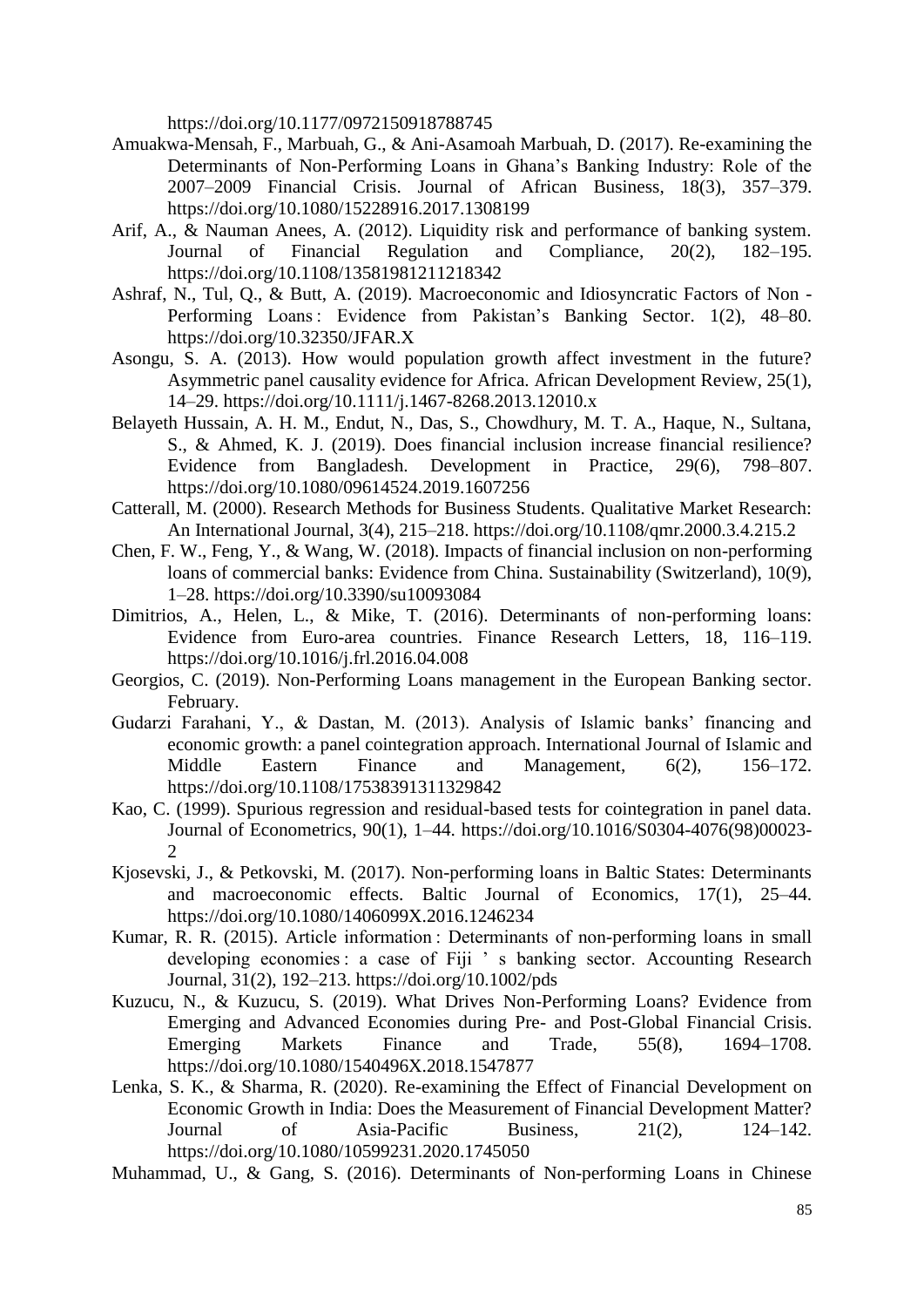https://doi.org/10.1177/0972150918788745

Amuakwa-Mensah, F., Marbuah, G., & Ani-Asamoah Marbuah, D. (2017). Re-examining the Determinants of Non-Performing Loans in Ghana's Banking Industry: Role of the 2007–2009 Financial Crisis. Journal of African Business, 18(3), 357–379. https://doi.org/10.1080/15228916.2017.1308199

Arif, A., & Nauman Anees, A. (2012). Liquidity risk and performance of banking system. Journal of Financial Regulation and Compliance, 20(2), 182–195. https://doi.org/10.1108/13581981211218342

Ashraf, N., Tul, Q., & Butt, A. (2019). Macroeconomic and Idiosyncratic Factors of Non - Performing Loans : Evidence from Pakistan's Banking Sector. 1(2), 48–80. https://doi.org/10.32350/JFAR.X

Asongu, S. A. (2013). How would population growth affect investment in the future? Asymmetric panel causality evidence for Africa. African Development Review, 25(1), 14–29. https://doi.org/10.1111/j.1467-8268.2013.12010.x

Belayeth Hussain, A. H. M., Endut, N., Das, S., Chowdhury, M. T. A., Haque, N., Sultana, S., & Ahmed, K. J. (2019). Does financial inclusion increase financial resilience? Evidence from Bangladesh. Development in Practice, 29(6), 798–807. https://doi.org/10.1080/09614524.2019.1607256

Catterall, M. (2000). Research Methods for Business Students. Qualitative Market Research: An International Journal, 3(4), 215–218. https://doi.org/10.1108/qmr.2000.3.4.215.2

Chen, F. W., Feng, Y., & Wang, W. (2018). Impacts of financial inclusion on non-performing loans of commercial banks: Evidence from China. Sustainability (Switzerland), 10(9), 1–28. https://doi.org/10.3390/su10093084

Dimitrios, A., Helen, L., & Mike, T. (2016). Determinants of non-performing loans: Evidence from Euro-area countries. Finance Research Letters, 18, 116–119. https://doi.org/10.1016/j.frl.2016.04.008

Georgios, C. (2019). Non-Performing Loans management in the European Banking sector. February.

Gudarzi Farahani, Y., & Dastan, M. (2013). Analysis of Islamic banks' financing and economic growth: a panel cointegration approach. International Journal of Islamic and Middle Eastern Finance and Management, 6(2), 156–172. https://doi.org/10.1108/17538391311329842

Kao, C. (1999). Spurious regression and residual-based tests for cointegration in panel data. Journal of Econometrics, 90(1), 1–44. https://doi.org/10.1016/S0304-4076(98)00023-2

Kjosevski, J., & Petkovski, M. (2017). Non-performing loans in Baltic States: Determinants and macroeconomic effects. Baltic Journal of Economics, 17(1), 25–44. https://doi.org/10.1080/1406099X.2016.1246234

Kumar, R. R. (2015). Article information : Determinants of non-performing loans in small developing economies : a case of Fiji ' s banking sector. Accounting Research Journal, 31(2), 192–213. https://doi.org/10.1002/pds

Kuzucu, N., & Kuzucu, S. (2019). What Drives Non-Performing Loans? Evidence from Emerging and Advanced Economies during Pre- and Post-Global Financial Crisis. Emerging Markets Finance and Trade, 55(8), 1694–1708. https://doi.org/10.1080/1540496X.2018.1547877

Lenka, S. K., & Sharma, R. (2020). Re-examining the Effect of Financial Development on Economic Growth in India: Does the Measurement of Financial Development Matter? Journal of Asia-Pacific Business, 21(2), 124–142. https://doi.org/10.1080/10599231.2020.1745050

Muhammad, U., & Gang, S. (2016). Determinants of Non-performing Loans in Chinese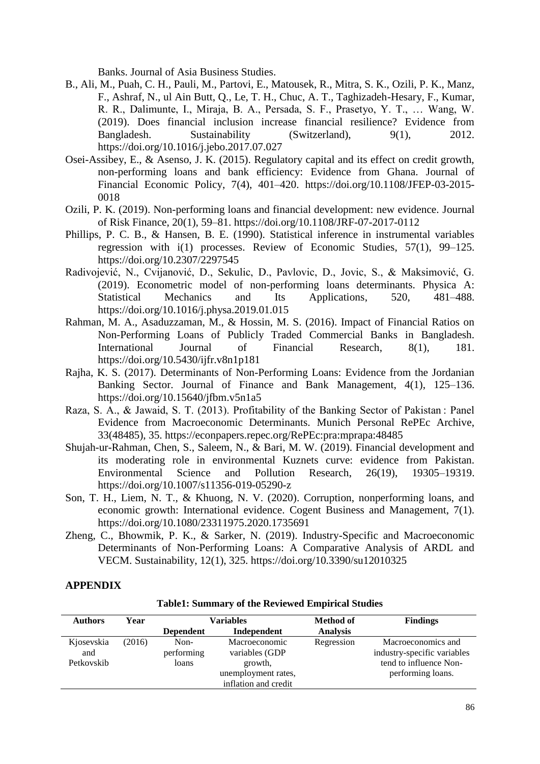Banks. Journal of Asia Business Studies.

B., Ali, M., Puah, C. H., Pauli, M., Partovi, E., Matousek, R., Mitra, S. K., Ozili, P. K., Manz, F., Ashraf, N., ul Ain Butt, Q., Le, T. H., Chuc, A. T., Taghizadeh-Hesary, F., Kumar, R. R., Dalimunte, I., Miraja, B. A., Persada, S. F., Prasetyo, Y. T., … Wang, W. (2019). Does financial inclusion increase financial resilience? Evidence from Bangladesh. Sustainability (Switzerland), 9(1), 2012. https://doi.org/10.1016/j.jebo.2017.07.027

Osei-Assibey, E., & Asenso, J. K. (2015). Regulatory capital and its effect on credit growth, non-performing loans and bank efficiency: Evidence from Ghana. Journal of Financial Economic Policy, 7(4), 401–420. https://doi.org/10.1108/JFEP-03-2015-0018

Ozili, P. K. (2019). Non-performing loans and financial development: new evidence. Journal of Risk Finance, 20(1), 59–81. https://doi.org/10.1108/JRF-07-2017-0112

Phillips, P. C. B., & Hansen, B. E. (1990). Statistical inference in instrumental variables regression with i(1) processes. Review of Economic Studies, 57(1), 99–125. https://doi.org/10.2307/2297545

Radivojević, N., Cvijanović, D., Sekulic, D., Pavlovic, D., Jovic, S., & Maksimović, G. (2019). Econometric model of non-performing loans determinants. Physica A: Statistical Mechanics and Its Applications, 520, 481–488. https://doi.org/10.1016/j.physa.2019.01.015

Rahman, M. A., Asaduzzaman, M., & Hossin, M. S. (2016). Impact of Financial Ratios on Non-Performing Loans of Publicly Traded Commercial Banks in Bangladesh. International Journal of Financial Research, 8(1), 181. https://doi.org/10.5430/ijfr.v8n1p181

Rajha, K. S. (2017). Determinants of Non-Performing Loans: Evidence from the Jordanian Banking Sector. Journal of Finance and Bank Management, 4(1), 125–136. https://doi.org/10.15640/jfbm.v5n1a5

Raza, S. A., & Jawaid, S. T. (2013). Profitability of the Banking Sector of Pakistan : Panel Evidence from Macroeconomic Determinants. Munich Personal RePEc Archive, 33(48485), 35. https://econpapers.repec.org/RePEc:pra:mprapa:48485

Shujah-ur-Rahman, Chen, S., Saleem, N., & Bari, M. W. (2019). Financial development and its moderating role in environmental Kuznets curve: evidence from Pakistan. Environmental Science and Pollution Research, 26(19), 19305–19319. https://doi.org/10.1007/s11356-019-05290-z

Son, T. H., Liem, N. T., & Khuong, N. V. (2020). Corruption, nonperforming loans, and economic growth: International evidence. Cogent Business and Management, 7(1). https://doi.org/10.1080/23311975.2020.1735691

Zheng, C., Bhowmik, P. K., & Sarker, N. (2019). Industry-Specific and Macroeconomic Determinants of Non-Performing Loans: A Comparative Analysis of ARDL and VECM. Sustainability, 12(1), 325. https://doi.org/10.3390/su12010325

## APPENDIX

**Table1: Summary of the Reviewed Empirical Studies**

| Authors | Year | Variables | | Method of Analysis | Findings |
|---|---|---|---|---|---|
| | | Dependent | Independent | | |
| Kjosevskia and Petkovskib | (2016) | Non-performing loans | Macroeconomic variables (GDP growth, unemployment rates, inflation and credit | Regression | Macroeconomics and industry-specific variables tend to influence Non-performing loans. |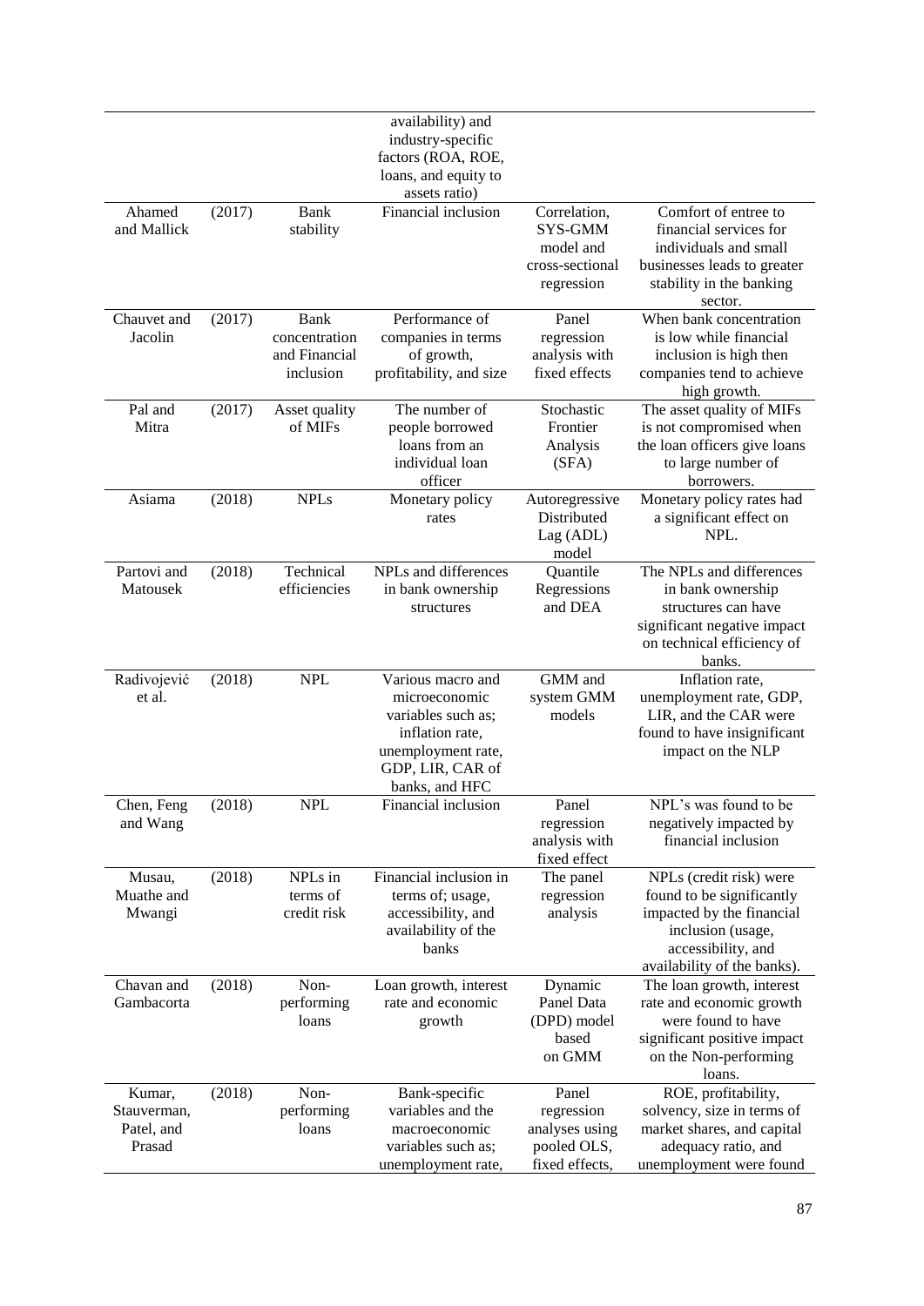| | | | availability) and industry-specific factors (ROA, ROE, loans, and equity to assets ratio) | | |
|---|---|---|---|---|---|
| Ahamed and Mallick | (2017) | Bank stability | Financial inclusion | Correlation, SYS-GMM model and cross-sectional regression | Comfort of entree to financial services for individuals and small businesses leads to greater stability in the banking sector. |
| Chauvet and Jacolin | (2017) | Bank concentration and Financial inclusion | Performance of companies in terms of growth, profitability, and size | Panel regression analysis with fixed effects | When bank concentration is low while financial inclusion is high then companies tend to achieve high growth. |
| Pal and Mitra | (2017) | Asset quality of MIFs | The number of people borrowed loans from an individual loan officer | Stochastic Frontier Analysis (SFA) | The asset quality of MIFs is not compromised when the loan officers give loans to large number of borrowers. |
| Asiama | (2018) | NPLs | Monetary policy rates | Autoregressive Distributed Lag (ADL) model | Monetary policy rates had a significant effect on NPL. |
| Partovi and Matousek | (2018) | Technical efficiencies | NPLs and differences in bank ownership structures | Quantile Regressions and DEA | The NPLs and differences in bank ownership structures can have significant negative impact on technical efficiency of banks. |
| Radivojević et al. | (2018) | NPL | Various macro and microeconomic variables such as; inflation rate, unemployment rate, GDP, LIR, CAR of banks, and HFC | GMM and system GMM models | Inflation rate, unemployment rate, GDP, LIR, and the CAR were found to have insignificant impact on the NLP |
| Chen, Feng and Wang | (2018) | NPL | Financial inclusion | Panel regression analysis with fixed effect | NPL's was found to be negatively impacted by financial inclusion |
| Musau, Muathe and Mwangi | (2018) | NPLs in terms of credit risk | Financial inclusion in terms of; usage, accessibility, and availability of the banks | The panel regression analysis | NPLs (credit risk) were found to be significantly impacted by the financial inclusion (usage, accessibility, and availability of the banks). |
| Chavan and Gambacorta | (2018) | Non-performing loans | Loan growth, interest rate and economic growth | Dynamic Panel Data (DPD) model based on GMM | The loan growth, interest rate and economic growth were found to have significant positive impact on the Non-performing loans. |
| Kumar, Stauverman, Patel, and Prasad | (2018) | Non-performing loans | Bank-specific variables and the macroeconomic variables such as; unemployment rate, | Panel regression analyses using pooled OLS, fixed effects, | ROE, profitability, solvency, size in terms of market shares, and capital adequacy ratio, and unemployment were found |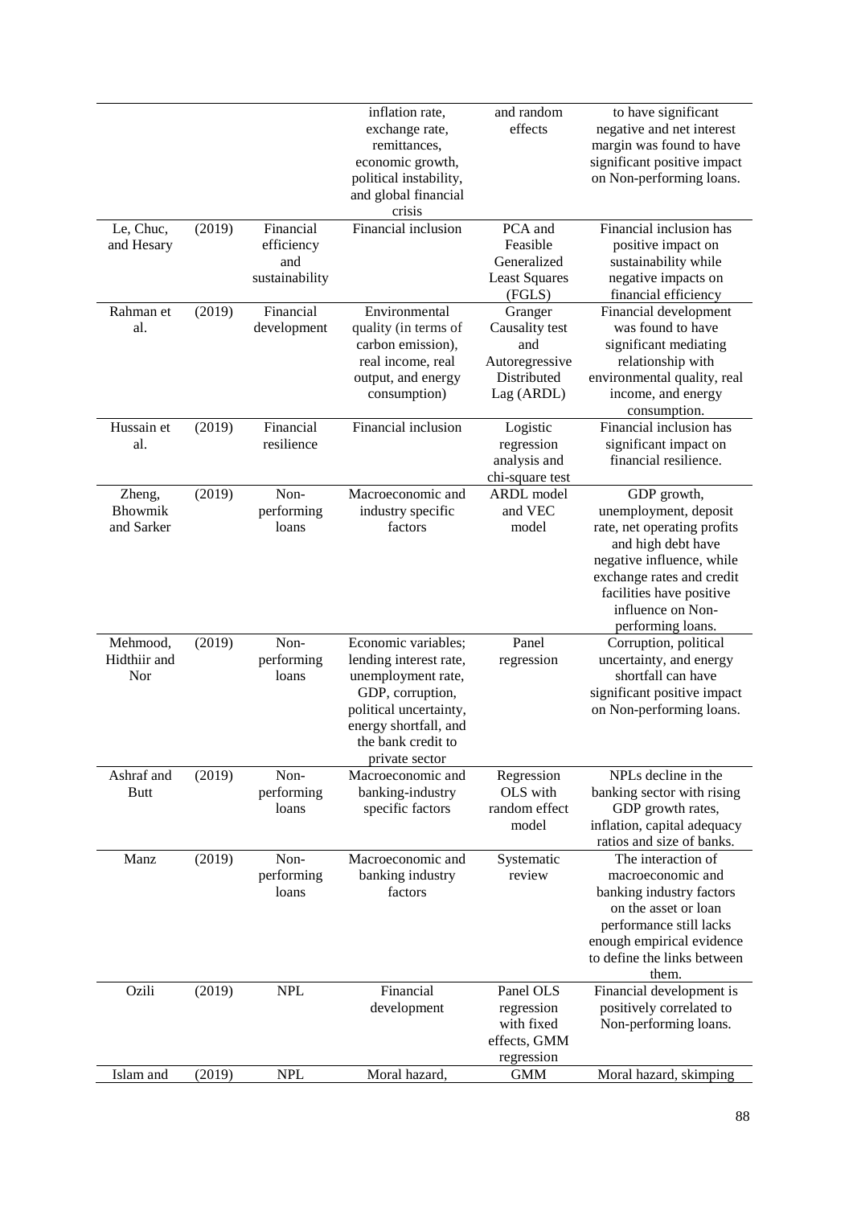| | | | inflation rate, exchange rate, remittances, economic growth, political instability, and global financial crisis | and random effects | to have significant negative and net interest margin was found to have significant positive impact on Non-performing loans. |
|---|---|---|---|---|---|
| Le, Chuc, and Hesary | (2019) | Financial efficiency and sustainability | Financial inclusion | PCA and Feasible Generalized Least Squares (FGLS) | Financial inclusion has positive impact on sustainability while negative impacts on financial efficiency |
| Rahman et al. | (2019) | Financial development | Environmental quality (in terms of carbon emission), real income, real output, and energy consumption) | Granger Causality test and Autoregressive Distributed Lag (ARDL) | Financial development was found to have significant mediating relationship with environmental quality, real income, and energy consumption. |
| Hussain et al. | (2019) | Financial resilience | Financial inclusion | Logistic regression analysis and chi-square test | Financial inclusion has significant impact on financial resilience. |
| Zheng, Bhowmik and Sarker | (2019) | Non-performing loans | Macroeconomic and industry specific factors | ARDL model and VEC model | GDP growth, unemployment, deposit rate, net operating profits and high debt have negative influence, while exchange rates and credit facilities have positive influence on Non-performing loans. |
| Mehmood, Hidthiir and Nor | (2019) | Non-performing loans | Economic variables; lending interest rate, unemployment rate, GDP, corruption, political uncertainty, energy shortfall, and the bank credit to private sector | Panel regression | Corruption, political uncertainty, and energy shortfall can have significant positive impact on Non-performing loans. |
| Ashraf and Butt | (2019) | Non-performing loans | Macroeconomic and banking-industry specific factors | Regression OLS with random effect model | NPLs decline in the banking sector with rising GDP growth rates, inflation, capital adequacy ratios and size of banks. |
| Manz | (2019) | Non-performing loans | Macroeconomic and banking industry factors | Systematic review | The interaction of macroeconomic and banking industry factors on the asset or loan performance still lacks enough empirical evidence to define the links between them. |
| Ozili | (2019) | NPL | Financial development | Panel OLS regression with fixed effects, GMM regression | Financial development is positively correlated to Non-performing loans. |
| Islam and | (2019) | NPL | Moral hazard, | GMM | Moral hazard, skimping |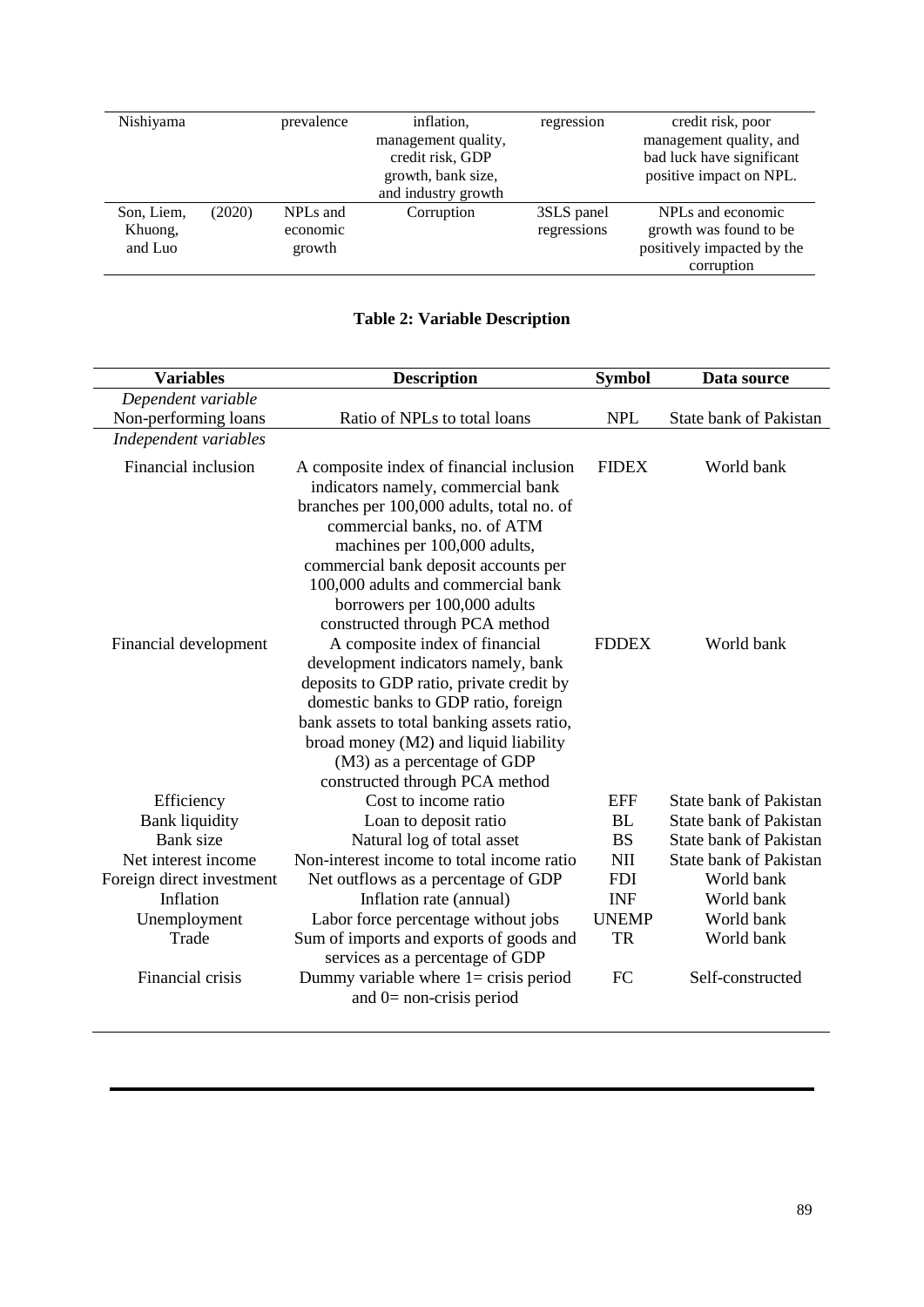| | | | | | |
|---|---|---|---|---|---|
| Nishiyama | | prevalence | inflation, management quality, credit risk, GDP growth, bank size, and industry growth | regression | credit risk, poor management quality, and bad luck have significant positive impact on NPL. |
| Son, Liem, Khuong, and Luo | (2020) | NPLs and economic growth | Corruption | 3SLS panel regressions | NPLs and economic growth was found to be positively impacted by the corruption |

**Table 2: Variable Description**

| Variables | Description | Symbol | Data source |
|---|---|---|---|
| *Dependent variable* | | | |
| Non-performing loans | Ratio of NPLs to total loans | NPL | State bank of Pakistan |
| *Independent variables* | | | |
| Financial inclusion | A composite index of financial inclusion indicators namely, commercial bank branches per 100,000 adults, total no. of commercial banks, no. of ATM machines per 100,000 adults, commercial bank deposit accounts per 100,000 adults and commercial bank borrowers per 100,000 adults constructed through PCA method | FIDEX | World bank |
| Financial development | A composite index of financial development indicators namely, bank deposits to GDP ratio, private credit by domestic banks to GDP ratio, foreign bank assets to total banking assets ratio, broad money (M2) and liquid liability (M3) as a percentage of GDP constructed through PCA method | FDDEX | World bank |
| Efficiency | Cost to income ratio | EFF | State bank of Pakistan |
| Bank liquidity | Loan to deposit ratio | BL | State bank of Pakistan |
| Bank size | Natural log of total asset | BS | State bank of Pakistan |
| Net interest income | Non-interest income to total income ratio | NII | State bank of Pakistan |
| Foreign direct investment | Net outflows as a percentage of GDP | FDI | World bank |
| Inflation | Inflation rate (annual) | INF | World bank |
| Unemployment | Labor force percentage without jobs | UNEMP | World bank |
| Trade | Sum of imports and exports of goods and services as a percentage of GDP | TR | World bank |
| Financial crisis | Dummy variable where 1= crisis period and 0= non-crisis period | FC | Self-constructed |